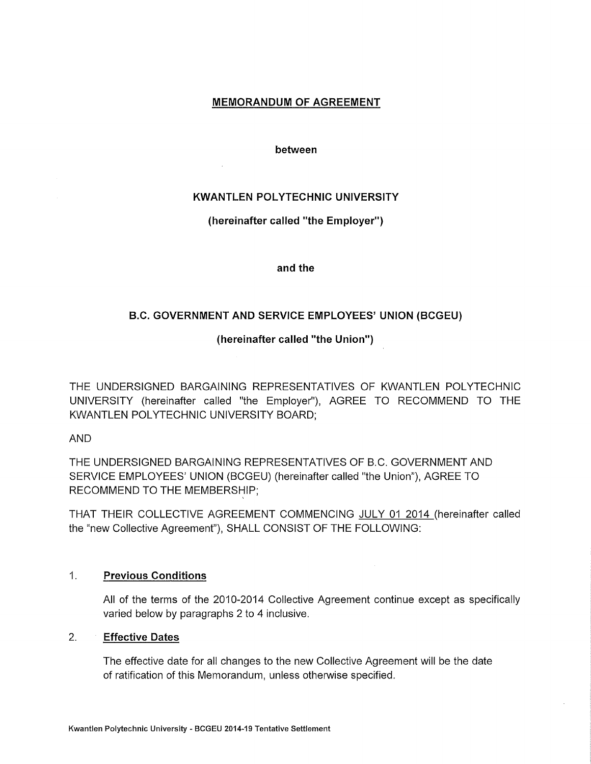# MEMORANDUM OF AGREEMENT

**between**

**KWANTLEN POLYTECHNIC UNIVERSITY**

**(hereinafter called "the Employer")**

**and the**

**B.C. GOVERNMENT AND SERVICE EMPLOYEES' UNION (BCGEU)**

**(hereinafter called "the Union")**

THE UNDERSIGNED BARGAINING REPRESENTATIVES OF KWANTLEN POLYTECHNIC UNIVERSITY (hereinafter called "the Employer"), AGREE TO RECOMMEND TO THE KWANTLEN POLYTECHNIC UNIVERSITY BOARD;

AND

THE UNDERSIGNED BARGAINING REPRESENTATIVES OF B.C. GOVERNMENT AND SERVICE EMPLOYEES' UNION (BCGEU) (hereinafter called "the Union"), AGREE TO RECOMMEND TO THE MEMBERSHIP;

THAT THEIR COLLECTIVE AGREEMENT COMMENCING JULY 01 2014 (hereinafter called the "new Collective Agreement"), SHALL CONSIST OF THE FOLLOWING:

1. **Previous Conditions**

   All of the terms of the 2010-2014 Collective Agreement continue except as specifically varied below by paragraphs 2 to 4 inclusive.

2. **Effective Dates**

   The effective date for all changes to the new Collective Agreement will be the date of ratification of this Memorandum, unless otherwise specified.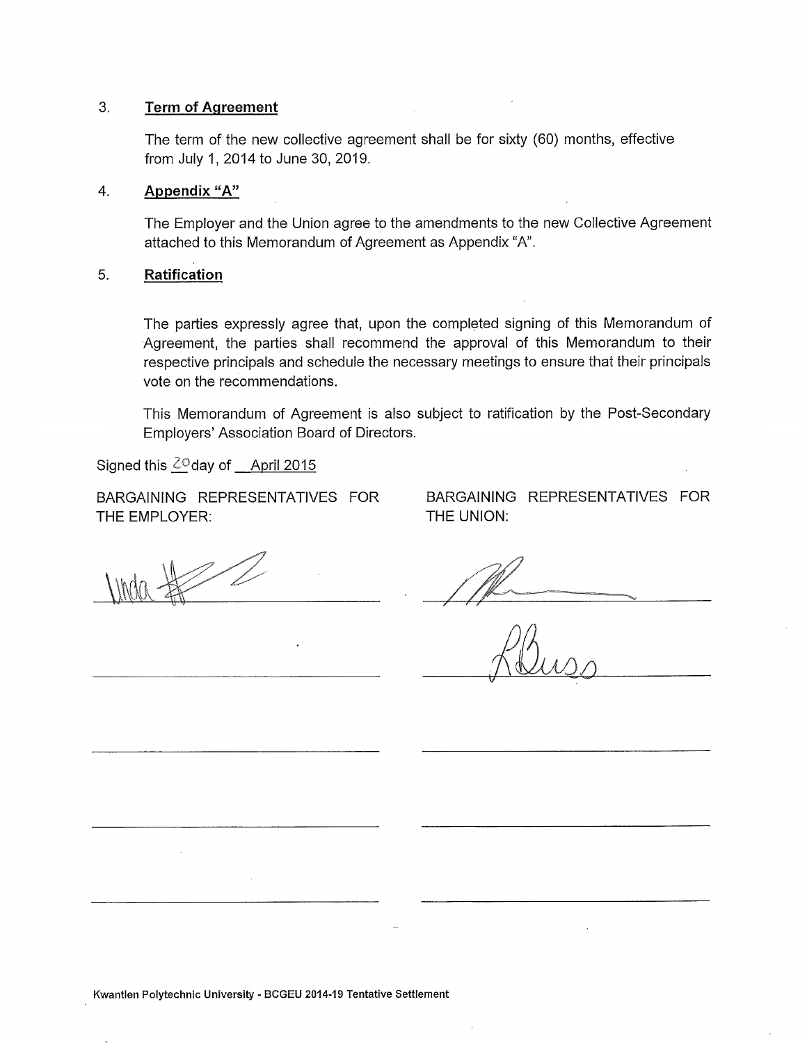3. **Term of Agreement**

   The term of the new collective agreement shall be for sixty (60) months, effective from July 1, 2014 to June 30, 2019.

4. **Appendix "A"**

   The Employer and the Union agree to the amendments to the new Collective Agreement attached to this Memorandum of Agreement as Appendix "A".

5. **Ratification**

   The parties expressly agree that, upon the completed signing of this Memorandum of Agreement, the parties shall recommend the approval of this Memorandum to their respective principals and schedule the necessary meetings to ensure that their principals vote on the recommendations.

   This Memorandum of Agreement is also subject to ratification by the Post-Secondary Employers' Association Board of Directors.

Signed this 20 day of April 2015

| BARGAINING REPRESENTATIVES FOR THE EMPLOYER: | BARGAINING REPRESENTATIVES FOR THE UNION: |
| --- | --- |
| Linda [signature] | [signature] |
| | R. Busso [signature] |
| | |
| | |
| | |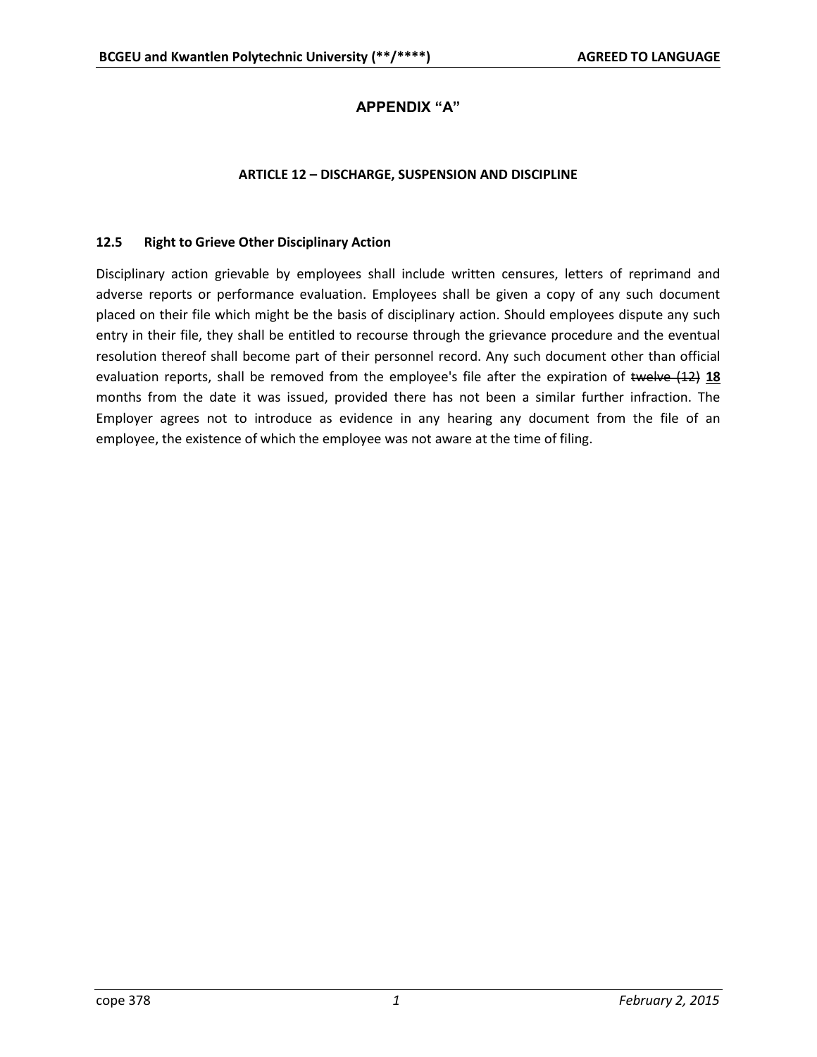# APPENDIX "A"

## ARTICLE 12 – DISCHARGE, SUSPENSION AND DISCIPLINE

### 12.5 Right to Grieve Other Disciplinary Action

Disciplinary action grievable by employees shall include written censures, letters of reprimand and adverse reports or performance evaluation. Employees shall be given a copy of any such document placed on their file which might be the basis of disciplinary action. Should employees dispute any such entry in their file, they shall be entitled to recourse through the grievance procedure and the eventual resolution thereof shall become part of their personnel record. Any such document other than official evaluation reports, shall be removed from the employee's file after the expiration of ~~twelve (12)~~ **<u>18</u>** months from the date it was issued, provided there has not been a similar further infraction. The Employer agrees not to introduce as evidence in any hearing any document from the file of an employee, the existence of which the employee was not aware at the time of filing.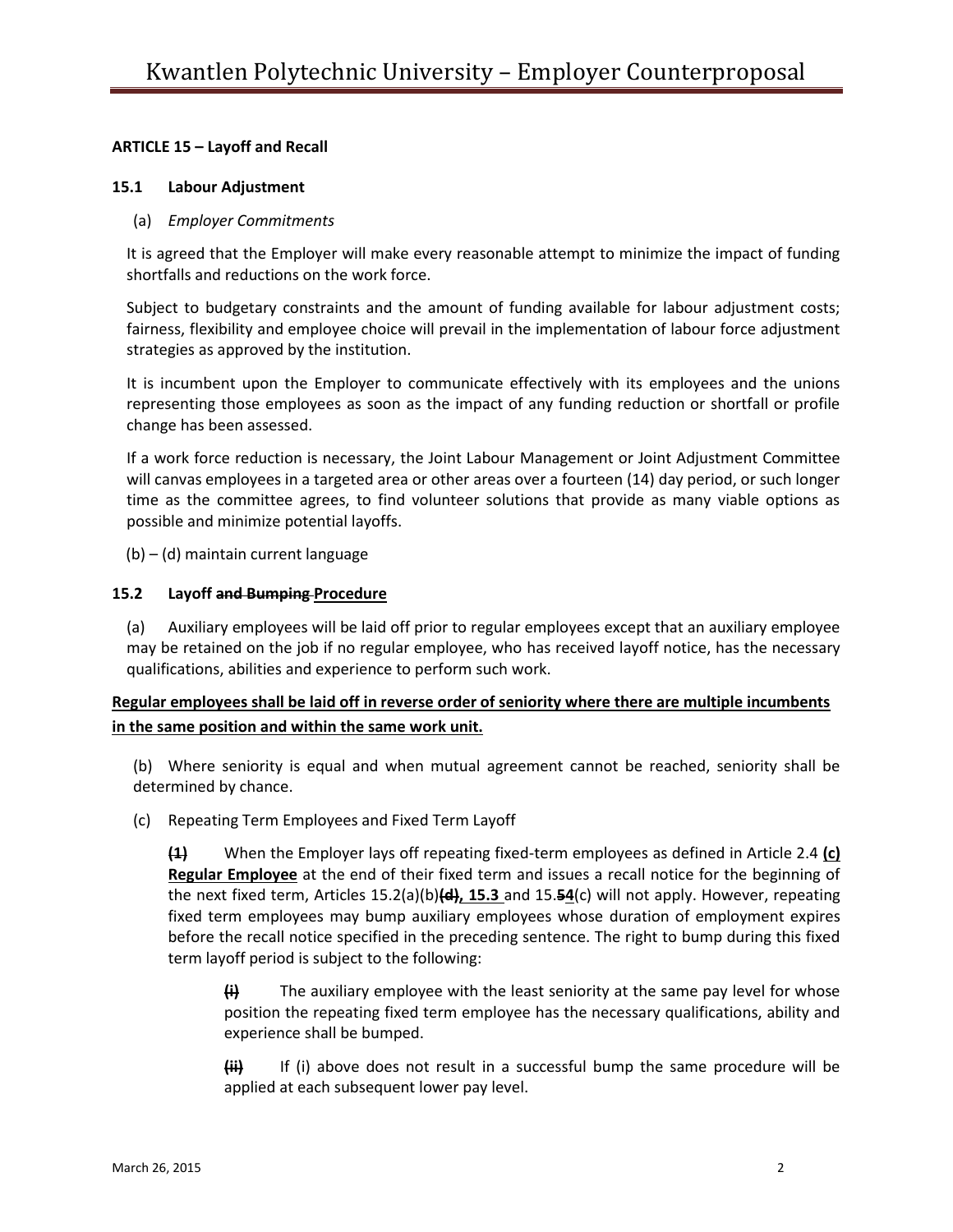### ARTICLE 15 – Layoff and Recall

#### 15.1 Labour Adjustment

(a) *Employer Commitments*

It is agreed that the Employer will make every reasonable attempt to minimize the impact of funding shortfalls and reductions on the work force.

Subject to budgetary constraints and the amount of funding available for labour adjustment costs; fairness, flexibility and employee choice will prevail in the implementation of labour force adjustment strategies as approved by the institution.

It is incumbent upon the Employer to communicate effectively with its employees and the unions representing those employees as soon as the impact of any funding reduction or shortfall or profile change has been assessed.

If a work force reduction is necessary, the Joint Labour Management or Joint Adjustment Committee will canvas employees in a targeted area or other areas over a fourteen (14) day period, or such longer time as the committee agrees, to find volunteer solutions that provide as many viable options as possible and minimize potential layoffs.

(b) – (d) maintain current language

#### 15.2 Layoff ~~and Bumping~~ Procedure

(a) Auxiliary employees will be laid off prior to regular employees except that an auxiliary employee may be retained on the job if no regular employee, who has received layoff notice, has the necessary qualifications, abilities and experience to perform such work.

**Regular employees shall be laid off in reverse order of seniority where there are multiple incumbents in the same position and within the same work unit.**

(b) Where seniority is equal and when mutual agreement cannot be reached, seniority shall be determined by chance.

(c) Repeating Term Employees and Fixed Term Layoff

~~(1)~~ When the Employer lays off repeating fixed-term employees as defined in Article 2.4 **(c) Regular Employee** at the end of their fixed term and issues a recall notice for the beginning of the next fixed term, Articles 15.2(a)(b)~~(d)~~**, 15.3** and 15.~~5~~**4**(c) will not apply. However, repeating fixed term employees may bump auxiliary employees whose duration of employment expires before the recall notice specified in the preceding sentence. The right to bump during this fixed term layoff period is subject to the following:

~~(i)~~ The auxiliary employee with the least seniority at the same pay level for whose position the repeating fixed term employee has the necessary qualifications, ability and experience shall be bumped.

~~(ii)~~ If (i) above does not result in a successful bump the same procedure will be applied at each subsequent lower pay level.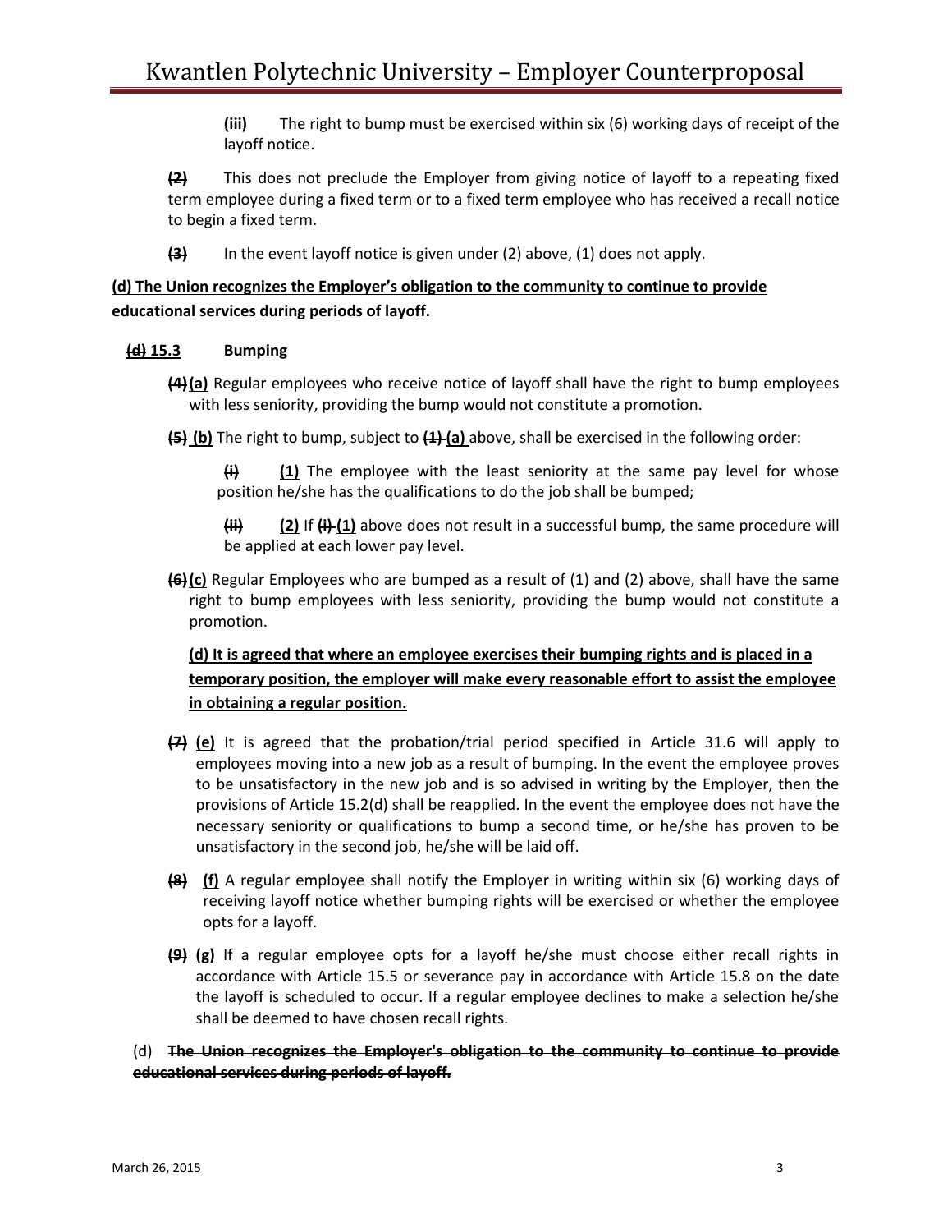~~(iii)~~ The right to bump must be exercised within six (6) working days of receipt of the layoff notice.

~~(2)~~ This does not preclude the Employer from giving notice of layoff to a repeating fixed term employee during a fixed term or to a fixed term employee who has received a recall notice to begin a fixed term.

~~(3)~~ In the event layoff notice is given under (2) above, (1) does not apply.

<u>**(d) The Union recognizes the Employer's obligation to the community to continue to provide educational services during periods of layoff.**</u>

**~~(d)~~ <u>15.3</u> Bumping**

~~(4)~~ <u>(a)</u> Regular employees who receive notice of layoff shall have the right to bump employees with less seniority, providing the bump would not constitute a promotion.

~~(5)~~ <u>(b)</u> The right to bump, subject to ~~(1)~~ <u>(a)</u> above, shall be exercised in the following order:

~~(i)~~ <u>(1)</u> The employee with the least seniority at the same pay level for whose position he/she has the qualifications to do the job shall be bumped;

~~(ii)~~ <u>(2)</u> If ~~(i)~~ <u>(1)</u> above does not result in a successful bump, the same procedure will be applied at each lower pay level.

~~(6)~~ <u>(c)</u> Regular Employees who are bumped as a result of (1) and (2) above, shall have the same right to bump employees with less seniority, providing the bump would not constitute a promotion.

<u>**(d) It is agreed that where an employee exercises their bumping rights and is placed in a temporary position, the employer will make every reasonable effort to assist the employee in obtaining a regular position.**</u>

~~(7)~~ <u>(e)</u> It is agreed that the probation/trial period specified in Article 31.6 will apply to employees moving into a new job as a result of bumping. In the event the employee proves to be unsatisfactory in the new job and is so advised in writing by the Employer, then the provisions of Article 15.2(d) shall be reapplied. In the event the employee does not have the necessary seniority or qualifications to bump a second time, or he/she has proven to be unsatisfactory in the second job, he/she will be laid off.

~~(8)~~ <u>(f)</u> A regular employee shall notify the Employer in writing within six (6) working days of receiving layoff notice whether bumping rights will be exercised or whether the employee opts for a layoff.

~~(9)~~ <u>(g)</u> If a regular employee opts for a layoff he/she must choose either recall rights in accordance with Article 15.5 or severance pay in accordance with Article 15.8 on the date the layoff is scheduled to occur. If a regular employee declines to make a selection he/she shall be deemed to have chosen recall rights.

(d) ~~**The Union recognizes the Employer's obligation to the community to continue to provide educational services during periods of layoff.**~~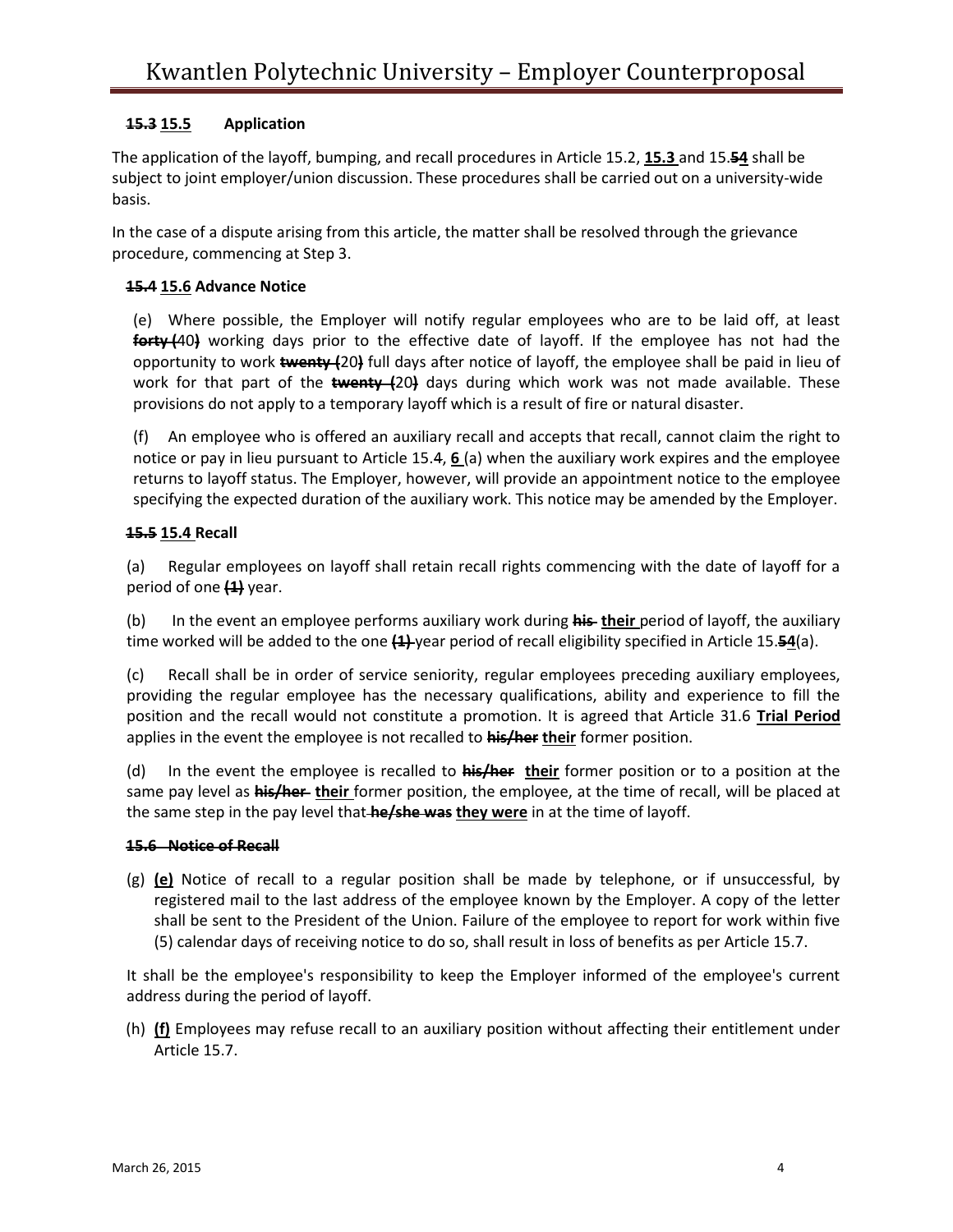**~~15.3~~ 15.5 Application**

The application of the layoff, bumping, and recall procedures in Article 15.2, **15.3** and 15.~~5~~**4** shall be subject to joint employer/union discussion. These procedures shall be carried out on a university-wide basis.

In the case of a dispute arising from this article, the matter shall be resolved through the grievance procedure, commencing at Step 3.

**~~15.4~~ 15.6 Advance Notice**

(e) Where possible, the Employer will notify regular employees who are to be laid off, at least ~~**forty (**~~40**)** working days prior to the effective date of layoff. If the employee has not had the opportunity to work ~~**twenty (**~~20**)** full days after notice of layoff, the employee shall be paid in lieu of work for that part of the ~~**twenty (**~~20**)** days during which work was not made available. These provisions do not apply to a temporary layoff which is a result of fire or natural disaster.

(f) An employee who is offered an auxiliary recall and accepts that recall, cannot claim the right to notice or pay in lieu pursuant to Article 15.4, **6** (a) when the auxiliary work expires and the employee returns to layoff status. The Employer, however, will provide an appointment notice to the employee specifying the expected duration of the auxiliary work. This notice may be amended by the Employer.

**~~15.5~~ 15.4 Recall**

(a) Regular employees on layoff shall retain recall rights commencing with the date of layoff for a period of one ~~**(1)**~~ year.

(b) In the event an employee performs auxiliary work during ~~**his**~~ **their** period of layoff, the auxiliary time worked will be added to the one ~~**(1)**~~ year period of recall eligibility specified in Article 15.~~5~~**4**(a).

(c) Recall shall be in order of service seniority, regular employees preceding auxiliary employees, providing the regular employee has the necessary qualifications, ability and experience to fill the position and the recall would not constitute a promotion. It is agreed that Article 31.6 **Trial Period** applies in the event the employee is not recalled to ~~**his/her**~~ **their** former position.

(d) In the event the employee is recalled to ~~**his/her**~~ **their** former position or to a position at the same pay level as ~~**his/her**~~ **their** former position, the employee, at the time of recall, will be placed at the same step in the pay level that ~~**he/she was**~~ **they were** in at the time of layoff.

~~**15.6 Notice of Recall**~~

(g) **(e)** Notice of recall to a regular position shall be made by telephone, or if unsuccessful, by registered mail to the last address of the employee known by the Employer. A copy of the letter shall be sent to the President of the Union. Failure of the employee to report for work within five (5) calendar days of receiving notice to do so, shall result in loss of benefits as per Article 15.7.

It shall be the employee's responsibility to keep the Employer informed of the employee's current address during the period of layoff.

(h) **(f)** Employees may refuse recall to an auxiliary position without affecting their entitlement under Article 15.7.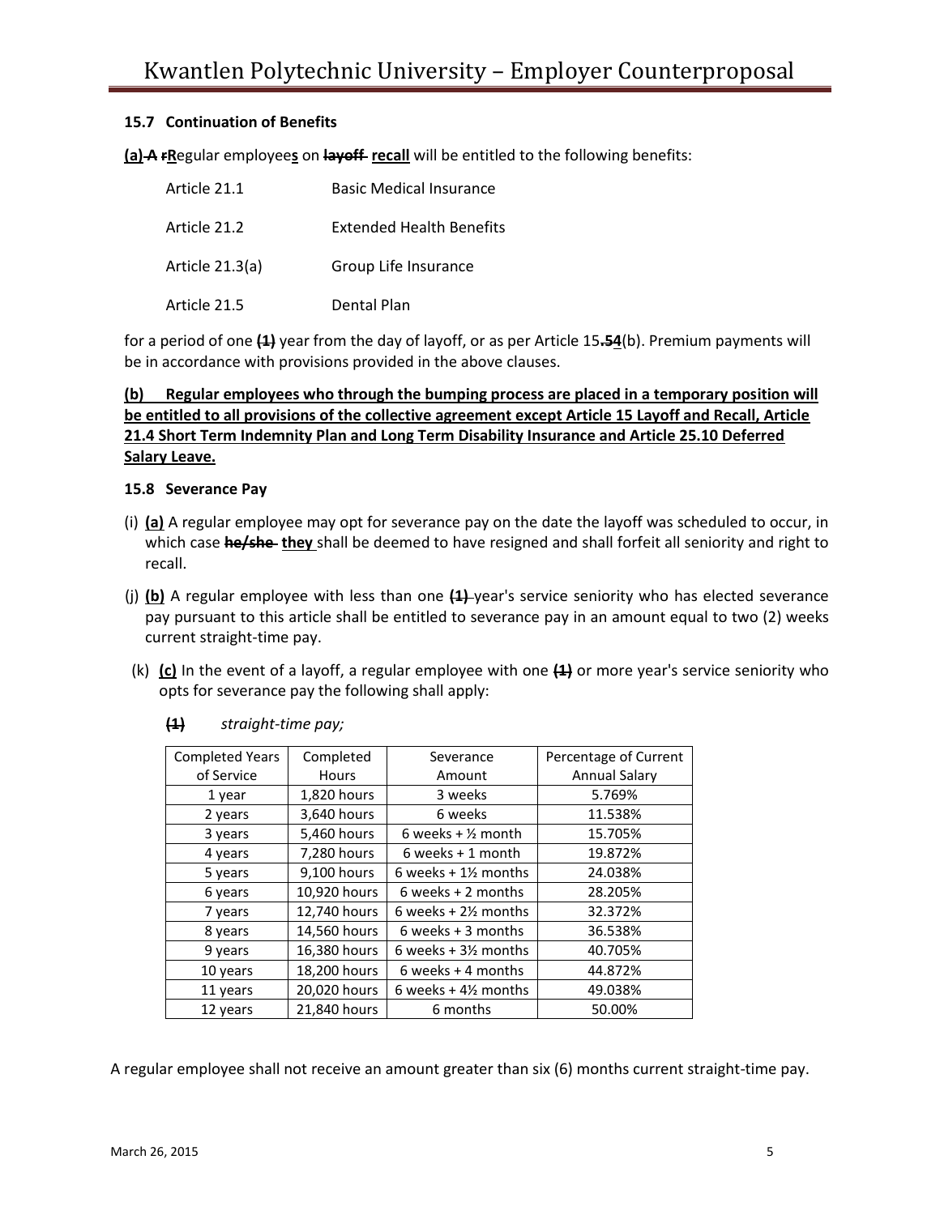### 15.7 Continuation of Benefits

**(a)** ~~A r~~**R**egular employee**s** on ~~**layoff**~~ **recall** will be entitled to the following benefits:

| | |
|---|---|
| Article 21.1 | Basic Medical Insurance |
| Article 21.2 | Extended Health Benefits |
| Article 21.3(a) | Group Life Insurance |
| Article 21.5 | Dental Plan |

for a period of one ~~(1)~~ year from the day of layoff, or as per Article 15~~.5~~**4**(b). Premium payments will be in accordance with provisions provided in the above clauses.

**(b) Regular employees who through the bumping process are placed in a temporary position will be entitled to all provisions of the collective agreement except Article 15 Layoff and Recall, Article 21.4 Short Term Indemnity Plan and Long Term Disability Insurance and Article 25.10 Deferred Salary Leave.**

### 15.8 Severance Pay

(i) **(a)** A regular employee may opt for severance pay on the date the layoff was scheduled to occur, in which case ~~**he/she**~~ **they** shall be deemed to have resigned and shall forfeit all seniority and right to recall.

(j) **(b)** A regular employee with less than one ~~(1)~~ year's service seniority who has elected severance pay pursuant to this article shall be entitled to severance pay in an amount equal to two (2) weeks current straight-time pay.

(k) **(c)** In the event of a layoff, a regular employee with one ~~(1)~~ or more year's service seniority who opts for severance pay the following shall apply:

~~(1)~~ *straight-time pay;*

| Completed Years of Service | Completed Hours | Severance Amount | Percentage of Current Annual Salary |
|---|---|---|---|
| 1 year | 1,820 hours | 3 weeks | 5.769% |
| 2 years | 3,640 hours | 6 weeks | 11.538% |
| 3 years | 5,460 hours | 6 weeks + ½ month | 15.705% |
| 4 years | 7,280 hours | 6 weeks + 1 month | 19.872% |
| 5 years | 9,100 hours | 6 weeks + 1½ months | 24.038% |
| 6 years | 10,920 hours | 6 weeks + 2 months | 28.205% |
| 7 years | 12,740 hours | 6 weeks + 2½ months | 32.372% |
| 8 years | 14,560 hours | 6 weeks + 3 months | 36.538% |
| 9 years | 16,380 hours | 6 weeks + 3½ months | 40.705% |
| 10 years | 18,200 hours | 6 weeks + 4 months | 44.872% |
| 11 years | 20,020 hours | 6 weeks + 4½ months | 49.038% |
| 12 years | 21,840 hours | 6 months | 50.00% |

A regular employee shall not receive an amount greater than six (6) months current straight-time pay.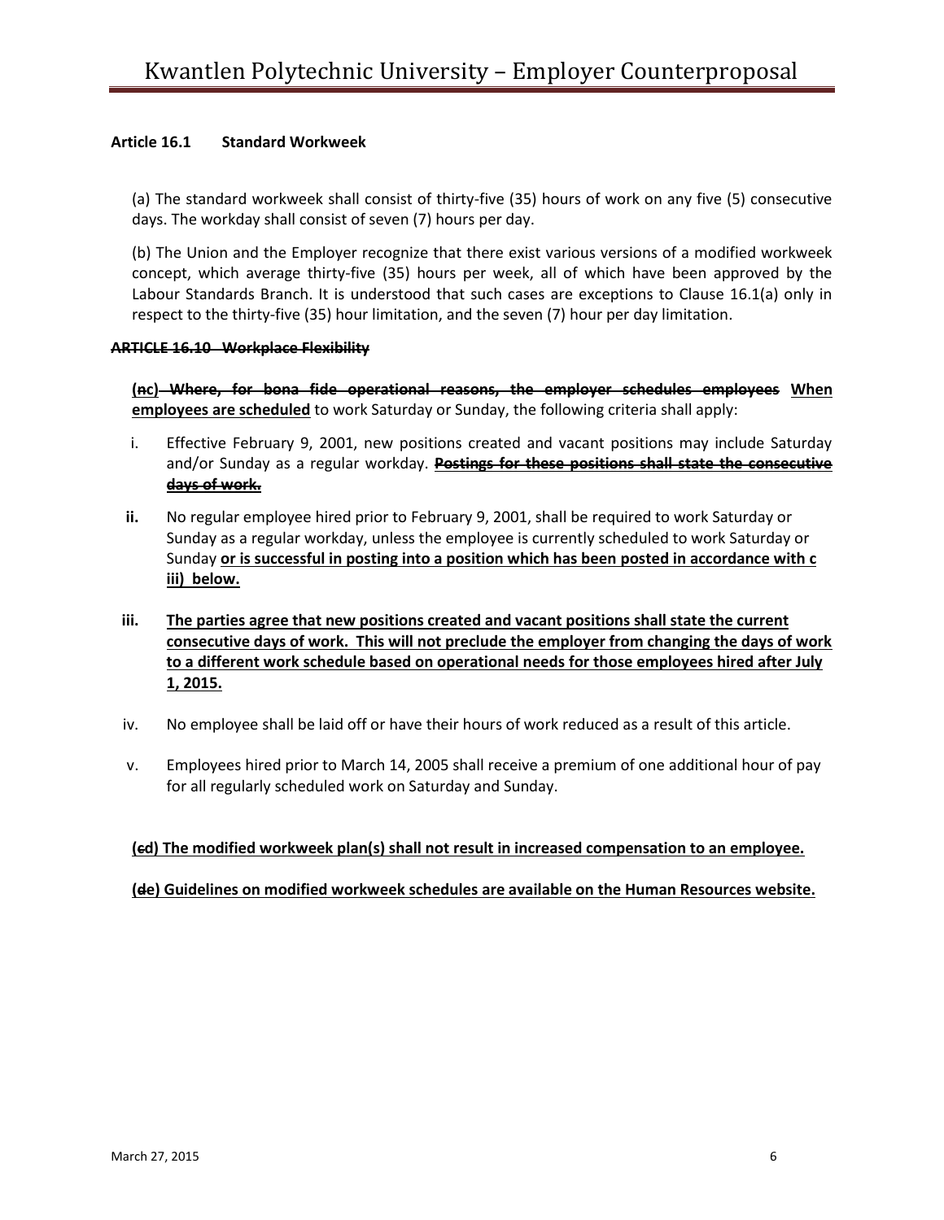**Article 16.1 Standard Workweek**

(a) The standard workweek shall consist of thirty-five (35) hours of work on any five (5) consecutive days. The workday shall consist of seven (7) hours per day.

(b) The Union and the Employer recognize that there exist various versions of a modified workweek concept, which average thirty-five (35) hours per week, all of which have been approved by the Labour Standards Branch. It is understood that such cases are exceptions to Clause 16.1(a) only in respect to the thirty-five (35) hour limitation, and the seven (7) hour per day limitation.

~~**ARTICLE 16.10 Workplace Flexibility**~~

**(~~n~~c) ~~Where, for bona fide operational reasons, the employer schedules employees~~ When employees are scheduled** to work Saturday or Sunday, the following criteria shall apply:

i. Effective February 9, 2001, new positions created and vacant positions may include Saturday and/or Sunday as a regular workday. ~~**Postings for these positions shall state the consecutive days of work.**~~

ii. No regular employee hired prior to February 9, 2001, shall be required to work Saturday or Sunday as a regular workday, unless the employee is currently scheduled to work Saturday or Sunday **or is successful in posting into a position which has been posted in accordance with c iii) below.**

iii. **The parties agree that new positions created and vacant positions shall state the current consecutive days of work. This will not preclude the employer from changing the days of work to a different work schedule based on operational needs for those employees hired after July 1, 2015.**

iv. No employee shall be laid off or have their hours of work reduced as a result of this article.

v. Employees hired prior to March 14, 2005 shall receive a premium of one additional hour of pay for all regularly scheduled work on Saturday and Sunday.

**(~~c~~d) The modified workweek plan(s) shall not result in increased compensation to an employee.**

**(~~d~~e) Guidelines on modified workweek schedules are available on the Human Resources website.**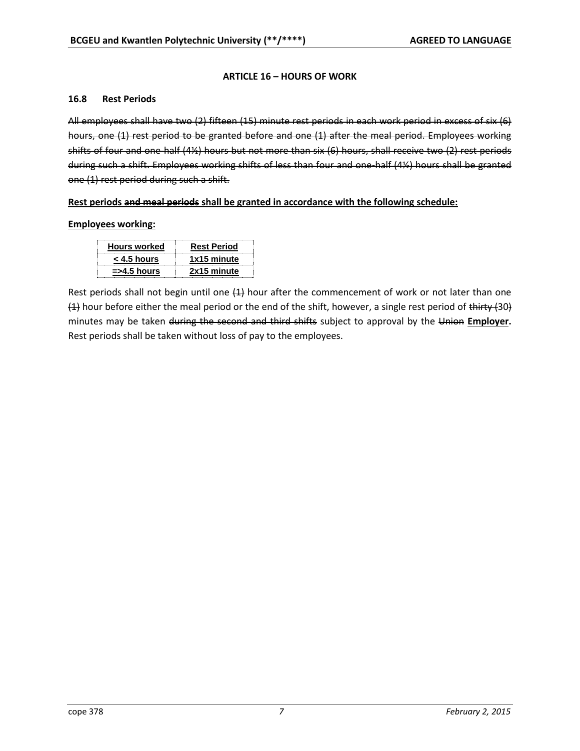## ARTICLE 16 – HOURS OF WORK

### 16.8 Rest Periods

~~All employees shall have two (2) fifteen (15) minute rest periods in each work period in excess of six (6) hours, one (1) rest period to be granted before and one (1) after the meal period. Employees working shifts of four and one-half (4½) hours but not more than six (6) hours, shall receive two (2) rest periods during such a shift. Employees working shifts of less than four and one-half (4½) hours shall be granted one (1) rest period during such a shift.~~

<u>**Rest periods ~~and meal periods~~ shall be granted in accordance with the following schedule:**</u>

<u>**Employees working:**</u>

| Hours worked | Rest Period |
|---|---|
| < 4.5 hours | 1x15 minute |
| =>4.5 hours | 2x15 minute |

Rest periods shall not begin until one ~~(1)~~ hour after the commencement of work or not later than one ~~(1)~~ hour before either the meal period or the end of the shift, however, a single rest period of ~~thirty (30)~~ minutes may be taken ~~during the second and third shifts~~ subject to approval by the ~~Union~~ <u>**Employer**</u>**.** Rest periods shall be taken without loss of pay to the employees.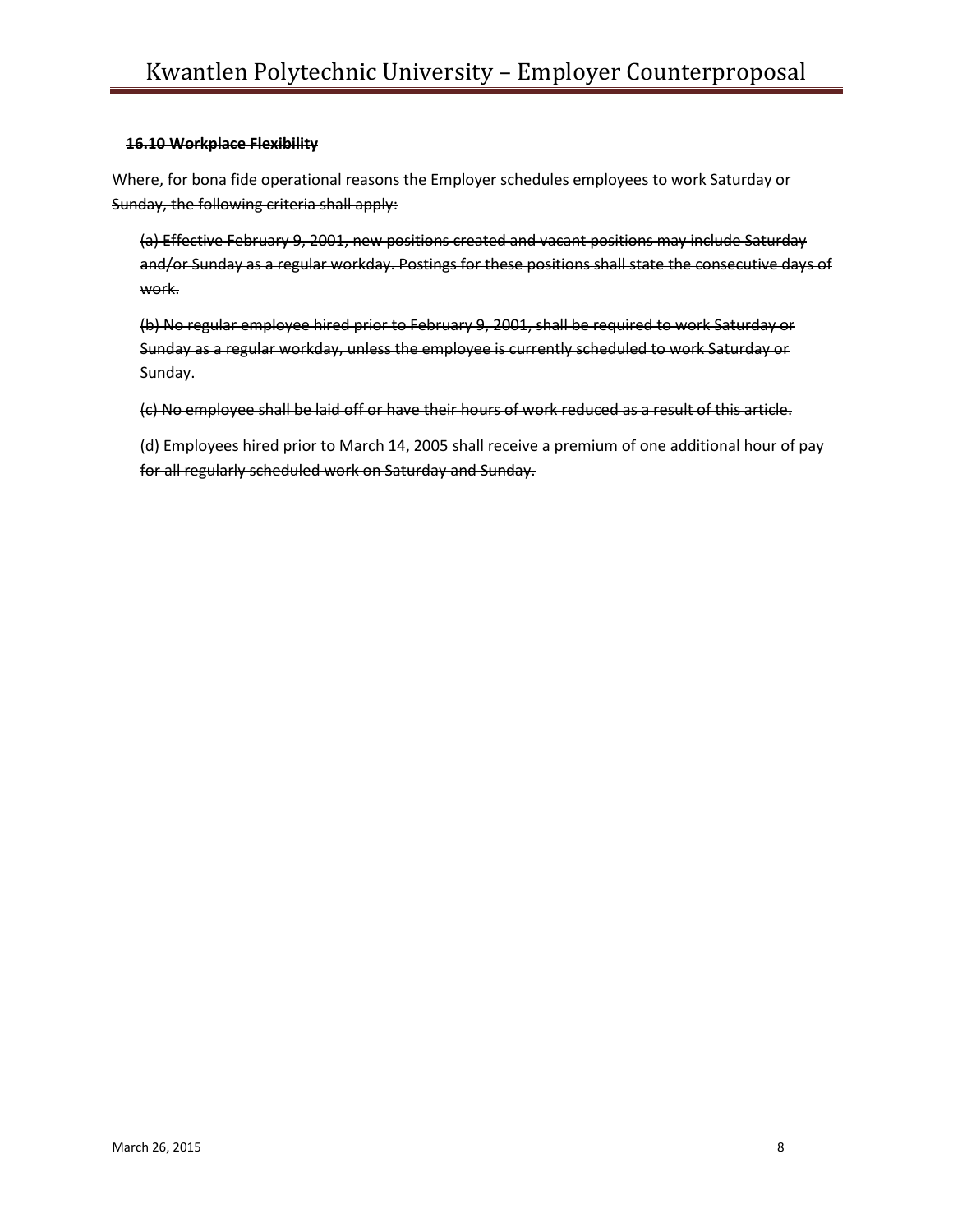**~~16.10 Workplace Flexibility~~**

~~Where, for bona fide operational reasons the Employer schedules employees to work Saturday or Sunday, the following criteria shall apply:~~

~~(a) Effective February 9, 2001, new positions created and vacant positions may include Saturday and/or Sunday as a regular workday. Postings for these positions shall state the consecutive days of work.~~

~~(b) No regular employee hired prior to February 9, 2001, shall be required to work Saturday or Sunday as a regular workday, unless the employee is currently scheduled to work Saturday or Sunday.~~

~~(c) No employee shall be laid off or have their hours of work reduced as a result of this article.~~

~~(d) Employees hired prior to March 14, 2005 shall receive a premium of one additional hour of pay for all regularly scheduled work on Saturday and Sunday.~~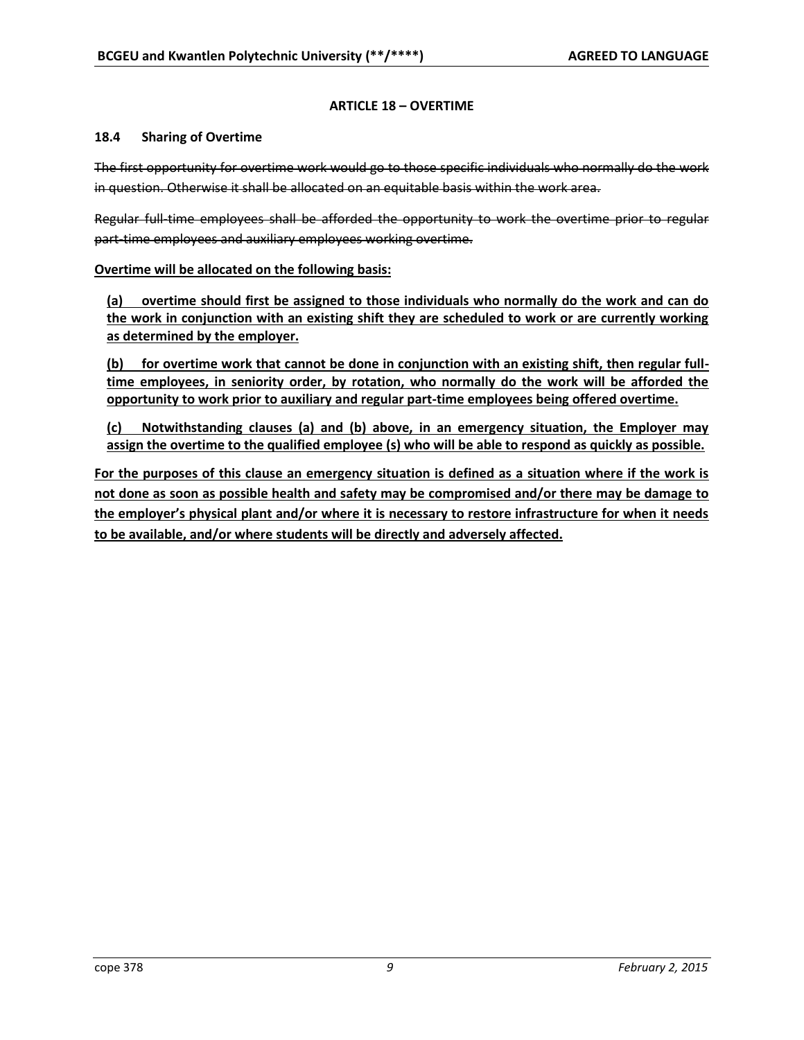## ARTICLE 18 – OVERTIME

### 18.4 Sharing of Overtime

~~The first opportunity for overtime work would go to those specific individuals who normally do the work in question. Otherwise it shall be allocated on an equitable basis within the work area.~~

~~Regular full-time employees shall be afforded the opportunity to work the overtime prior to regular part-time employees and auxiliary employees working overtime.~~

<u>**Overtime will be allocated on the following basis:**</u>

<u>**(a) overtime should first be assigned to those individuals who normally do the work and can do the work in conjunction with an existing shift they are scheduled to work or are currently working as determined by the employer.**</u>

<u>**(b) for overtime work that cannot be done in conjunction with an existing shift, then regular full-time employees, in seniority order, by rotation, who normally do the work will be afforded the opportunity to work prior to auxiliary and regular part-time employees being offered overtime.**</u>

<u>**(c) Notwithstanding clauses (a) and (b) above, in an emergency situation, the Employer may assign the overtime to the qualified employee (s) who will be able to respond as quickly as possible.**</u>

<u>**For the purposes of this clause an emergency situation is defined as a situation where if the work is not done as soon as possible health and safety may be compromised and/or there may be damage to the employer's physical plant and/or where it is necessary to restore infrastructure for when it needs to be available, and/or where students will be directly and adversely affected.**</u>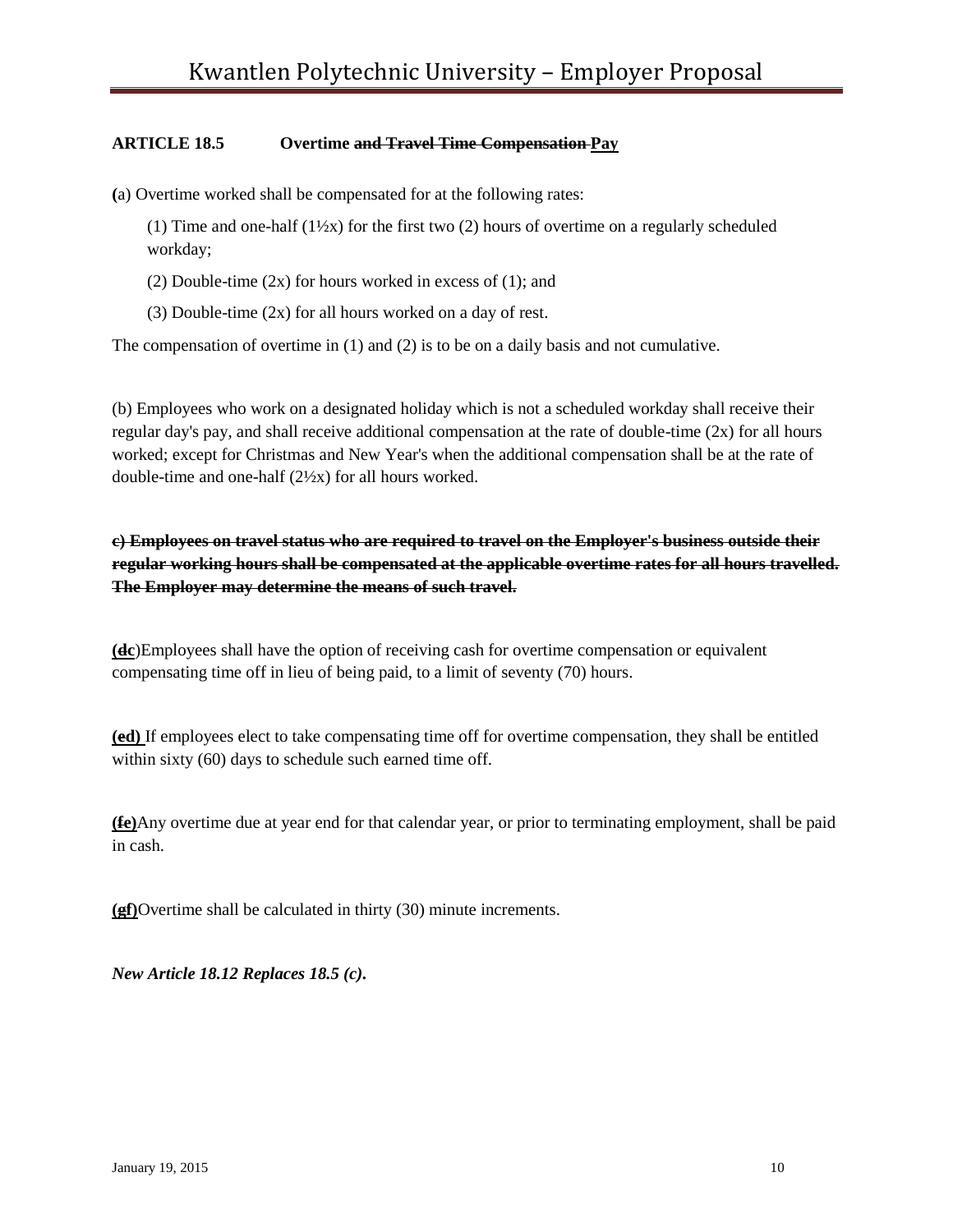**ARTICLE 18.5 Overtime ~~and Travel Time Compensation~~ Pay**

**(**a) Overtime worked shall be compensated for at the following rates:

(1) Time and one-half (1½x) for the first two (2) hours of overtime on a regularly scheduled workday;

(2) Double-time (2x) for hours worked in excess of (1); and

(3) Double-time (2x) for all hours worked on a day of rest.

The compensation of overtime in (1) and (2) is to be on a daily basis and not cumulative.

(b) Employees who work on a designated holiday which is not a scheduled workday shall receive their regular day's pay, and shall receive additional compensation at the rate of double-time (2x) for all hours worked; except for Christmas and New Year's when the additional compensation shall be at the rate of double-time and one-half (2½x) for all hours worked.

~~**c) Employees on travel status who are required to travel on the Employer's business outside their regular working hours shall be compensated at the applicable overtime rates for all hours travelled. The Employer may determine the means of such travel.**~~

**(~~d~~c)**Employees shall have the option of receiving cash for overtime compensation or equivalent compensating time off in lieu of being paid, to a limit of seventy (70) hours.

**(~~e~~d)** If employees elect to take compensating time off for overtime compensation, they shall be entitled within sixty (60) days to schedule such earned time off.

**(~~f~~e)**Any overtime due at year end for that calendar year, or prior to terminating employment, shall be paid in cash.

**(~~g~~f)**Overtime shall be calculated in thirty (30) minute increments.

***New Article 18.12 Replaces 18.5 (c).***

January 19, 2015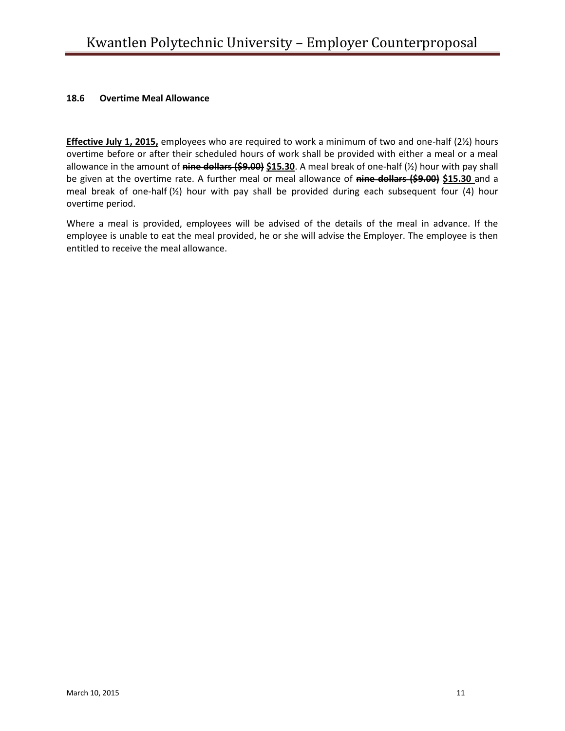### 18.6 Overtime Meal Allowance

**<u>Effective July 1, 2015,</u>** employees who are required to work a minimum of two and one-half (2½) hours overtime before or after their scheduled hours of work shall be provided with either a meal or a meal allowance in the amount of **~~nine dollars ($9.00)~~** **<u>$15.30</u>**. A meal break of one-half (½) hour with pay shall be given at the overtime rate. A further meal or meal allowance of **~~nine dollars ($9.00)~~** **<u>$15.30</u>** and a meal break of one-half (½) hour with pay shall be provided during each subsequent four (4) hour overtime period.

Where a meal is provided, employees will be advised of the details of the meal in advance. If the employee is unable to eat the meal provided, he or she will advise the Employer. The employee is then entitled to receive the meal allowance.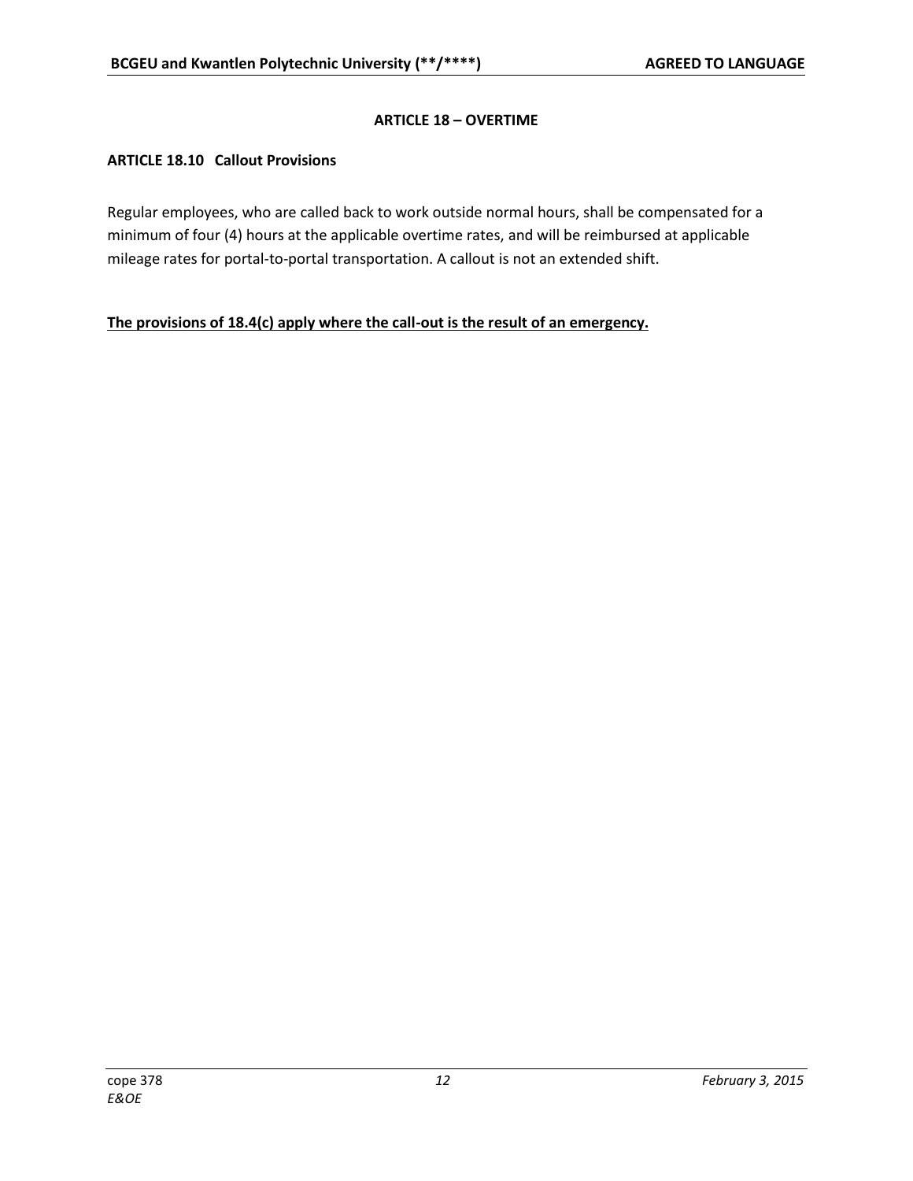## ARTICLE 18 – OVERTIME

### ARTICLE 18.10 Callout Provisions

Regular employees, who are called back to work outside normal hours, shall be compensated for a minimum of four (4) hours at the applicable overtime rates, and will be reimbursed at applicable mileage rates for portal-to-portal transportation. A callout is not an extended shift.

<u>**The provisions of 18.4(c) apply where the call-out is the result of an emergency.**</u>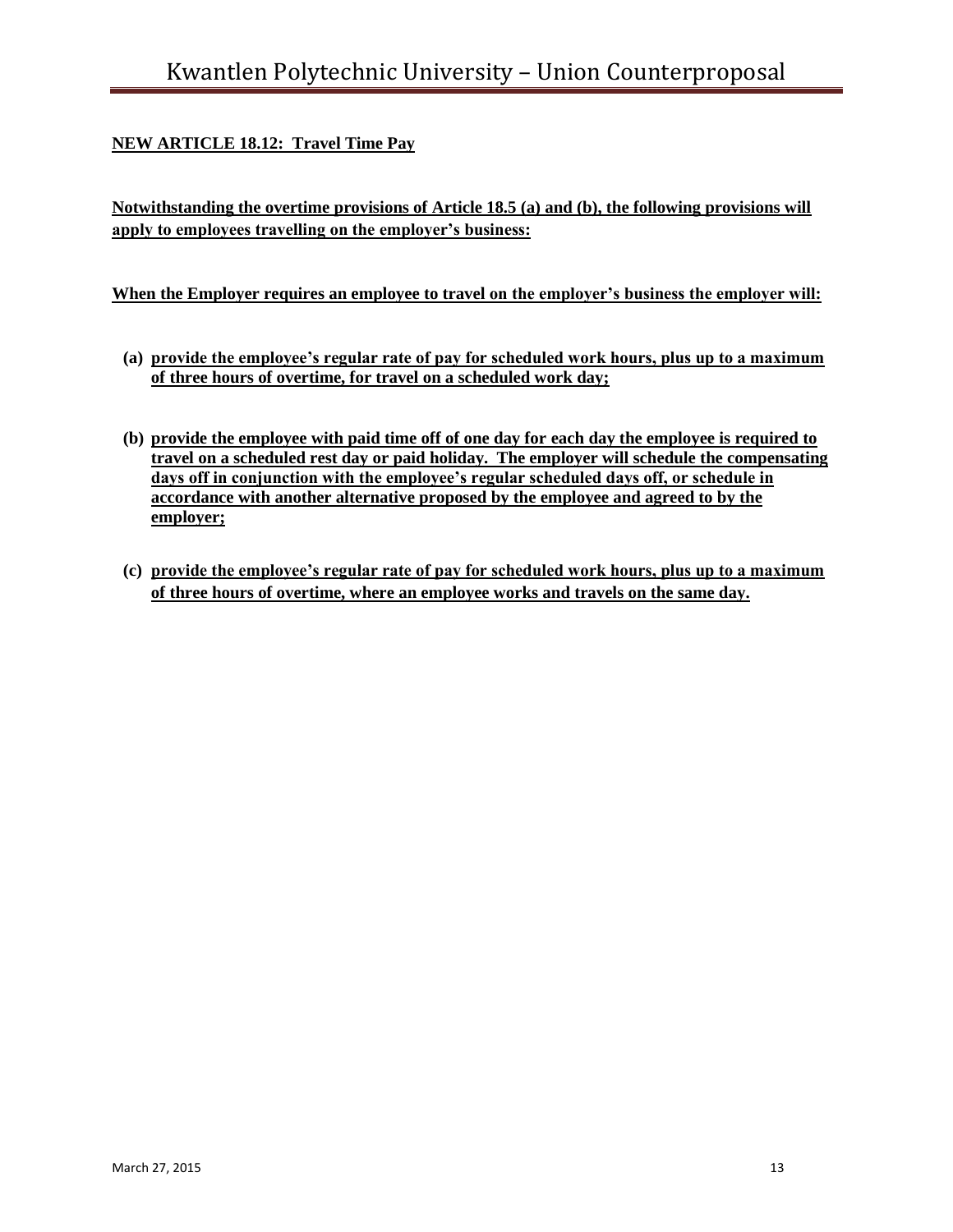**NEW ARTICLE 18.12: Travel Time Pay**

**Notwithstanding the overtime provisions of Article 18.5 (a) and (b), the following provisions will apply to employees travelling on the employer's business:**

**When the Employer requires an employee to travel on the employer's business the employer will:**

**(a) provide the employee's regular rate of pay for scheduled work hours, plus up to a maximum of three hours of overtime, for travel on a scheduled work day;**

**(b) provide the employee with paid time off of one day for each day the employee is required to travel on a scheduled rest day or paid holiday. The employer will schedule the compensating days off in conjunction with the employee's regular scheduled days off, or schedule in accordance with another alternative proposed by the employee and agreed to by the employer;**

**(c) provide the employee's regular rate of pay for scheduled work hours, plus up to a maximum of three hours of overtime, where an employee works and travels on the same day.**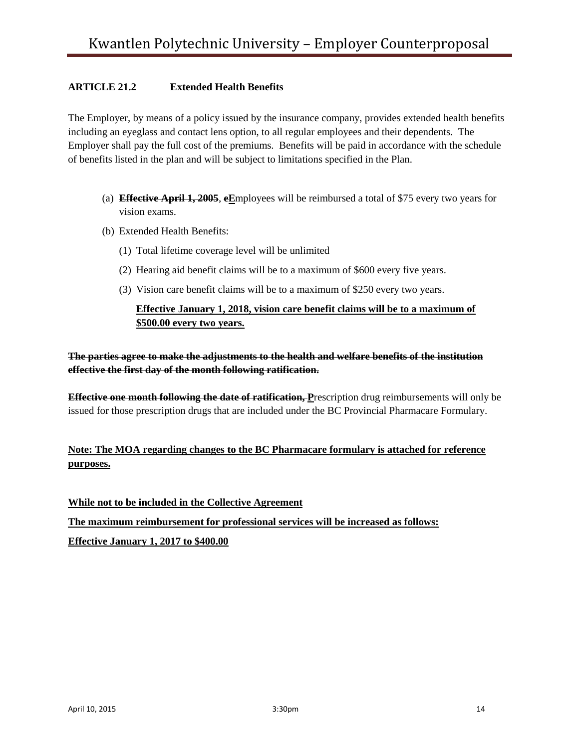**ARTICLE 21.2 Extended Health Benefits**

The Employer, by means of a policy issued by the insurance company, provides extended health benefits including an eyeglass and contact lens option, to all regular employees and their dependents. The Employer shall pay the full cost of the premiums. Benefits will be paid in accordance with the schedule of benefits listed in the plan and will be subject to limitations specified in the Plan.

(a) ~~**Effective April 1, 2005**~~, ~~**e**~~**E**mployees will be reimbursed a total of $75 every two years for vision exams.

(b) Extended Health Benefits:

   (1) Total lifetime coverage level will be unlimited

   (2) Hearing aid benefit claims will be to a maximum of $600 every five years.

   (3) Vision care benefit claims will be to a maximum of $250 every two years.

   **Effective January 1, 2018, vision care benefit claims will be to a maximum of $500.00 every two years.**

~~**The parties agree to make the adjustments to the health and welfare benefits of the institution effective the first day of the month following ratification.**~~

~~**Effective one month following the date of ratification,**~~ **P**rescription drug reimbursements will only be issued for those prescription drugs that are included under the BC Provincial Pharmacare Formulary.

**Note: The MOA regarding changes to the BC Pharmacare formulary is attached for reference purposes.**

**While not to be included in the Collective Agreement**

**The maximum reimbursement for professional services will be increased as follows:**

**Effective January 1, 2017 to $400.00**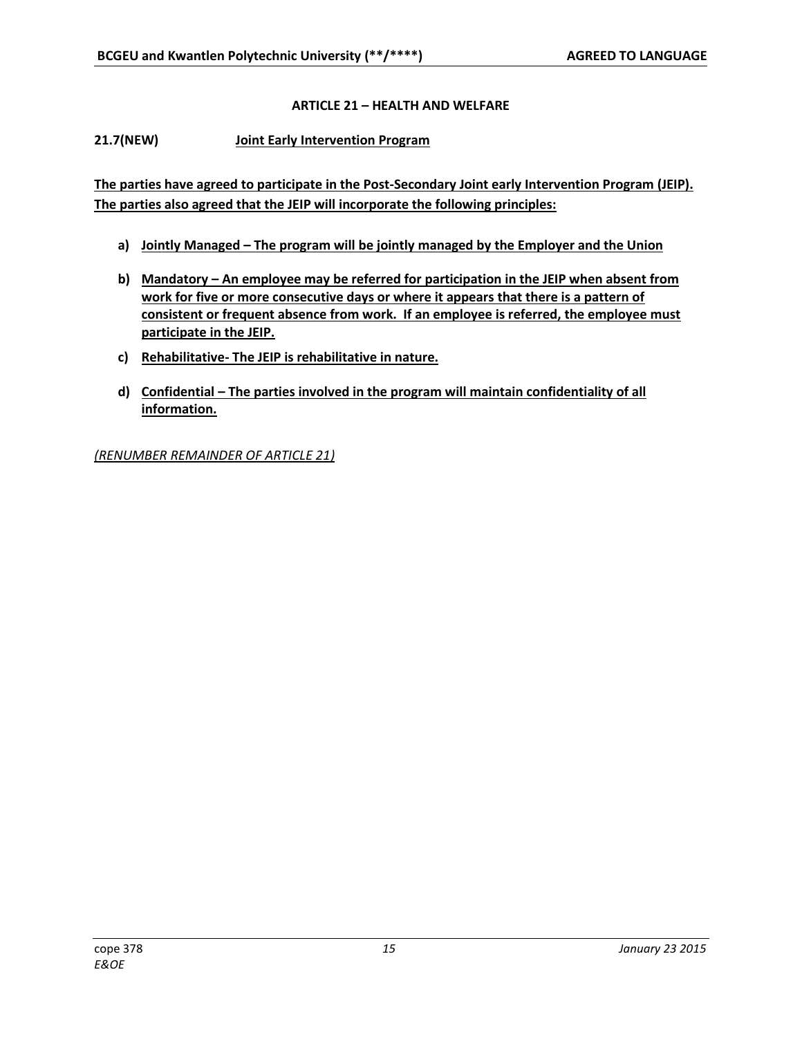## ARTICLE 21 – HEALTH AND WELFARE

**21.7(NEW) Joint Early Intervention Program**

**The parties have agreed to participate in the Post-Secondary Joint early Intervention Program (JEIP). The parties also agreed that the JEIP will incorporate the following principles:**

a) **Jointly Managed – The program will be jointly managed by the Employer and the Union**

b) **Mandatory – An employee may be referred for participation in the JEIP when absent from work for five or more consecutive days or where it appears that there is a pattern of consistent or frequent absence from work. If an employee is referred, the employee must participate in the JEIP.**

c) **Rehabilitative- The JEIP is rehabilitative in nature.**

d) **Confidential – The parties involved in the program will maintain confidentiality of all information.**

*(RENUMBER REMAINDER OF ARTICLE 21)*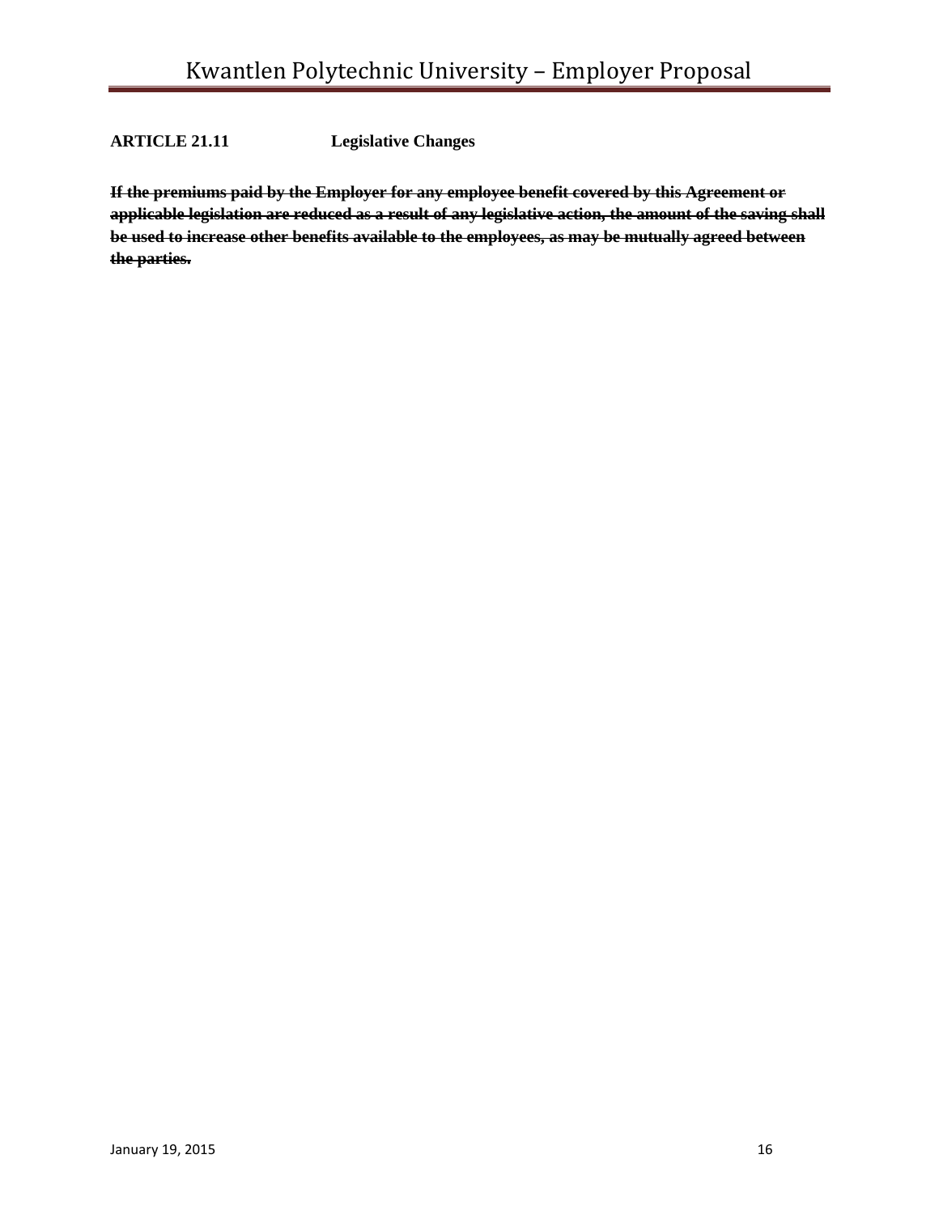**ARTICLE 21.11 Legislative Changes**

~~**If the premiums paid by the Employer for any employee benefit covered by this Agreement or applicable legislation are reduced as a result of any legislative action, the amount of the saving shall be used to increase other benefits available to the employees, as may be mutually agreed between the parties.**~~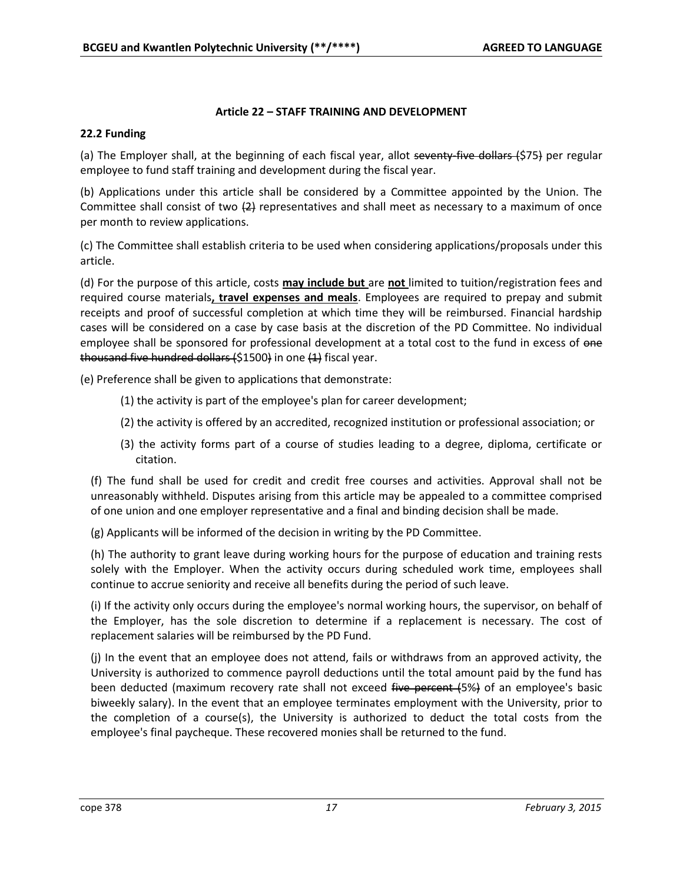### Article 22 – STAFF TRAINING AND DEVELOPMENT

#### 22.2 Funding

(a) The Employer shall, at the beginning of each fiscal year, allot ~~seventy-five dollars (~~$75~~)~~ per regular employee to fund staff training and development during the fiscal year.

(b) Applications under this article shall be considered by a Committee appointed by the Union. The Committee shall consist of two ~~(2)~~ representatives and shall meet as necessary to a maximum of once per month to review applications.

(c) The Committee shall establish criteria to be used when considering applications/proposals under this article.

(d) For the purpose of this article, costs **may include but** are **not** limited to tuition/registration fees and required course materials**, travel expenses and meals**. Employees are required to prepay and submit receipts and proof of successful completion at which time they will be reimbursed. Financial hardship cases will be considered on a case by case basis at the discretion of the PD Committee. No individual employee shall be sponsored for professional development at a total cost to the fund in excess of ~~one thousand five hundred dollars (~~$1500~~)~~ in one ~~(1)~~ fiscal year.

(e) Preference shall be given to applications that demonstrate:

(1) the activity is part of the employee's plan for career development;

(2) the activity is offered by an accredited, recognized institution or professional association; or

(3) the activity forms part of a course of studies leading to a degree, diploma, certificate or citation.

(f) The fund shall be used for credit and credit free courses and activities. Approval shall not be unreasonably withheld. Disputes arising from this article may be appealed to a committee comprised of one union and one employer representative and a final and binding decision shall be made.

(g) Applicants will be informed of the decision in writing by the PD Committee.

(h) The authority to grant leave during working hours for the purpose of education and training rests solely with the Employer. When the activity occurs during scheduled work time, employees shall continue to accrue seniority and receive all benefits during the period of such leave.

(i) If the activity only occurs during the employee's normal working hours, the supervisor, on behalf of the Employer, has the sole discretion to determine if a replacement is necessary. The cost of replacement salaries will be reimbursed by the PD Fund.

(j) In the event that an employee does not attend, fails or withdraws from an approved activity, the University is authorized to commence payroll deductions until the total amount paid by the fund has been deducted (maximum recovery rate shall not exceed ~~five percent (~~5%~~)~~ of an employee's basic biweekly salary). In the event that an employee terminates employment with the University, prior to the completion of a course(s), the University is authorized to deduct the total costs from the employee's final paycheque. These recovered monies shall be returned to the fund.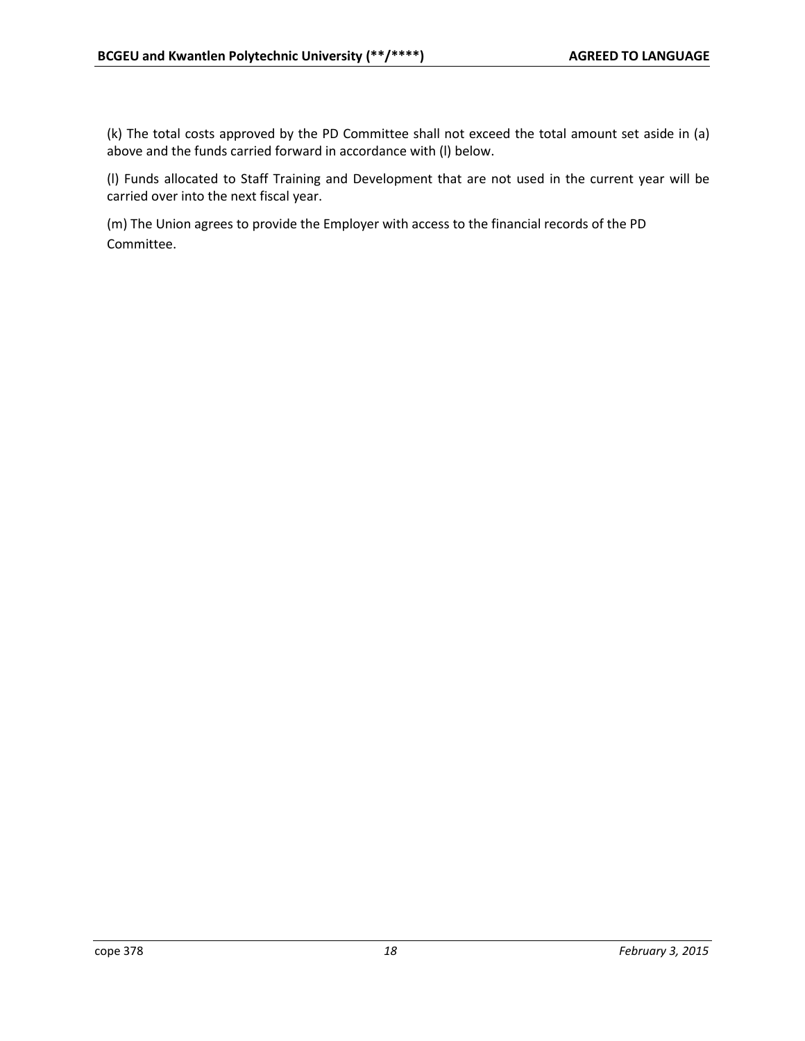(k) The total costs approved by the PD Committee shall not exceed the total amount set aside in (a) above and the funds carried forward in accordance with (l) below.

(l) Funds allocated to Staff Training and Development that are not used in the current year will be carried over into the next fiscal year.

(m) The Union agrees to provide the Employer with access to the financial records of the PD Committee.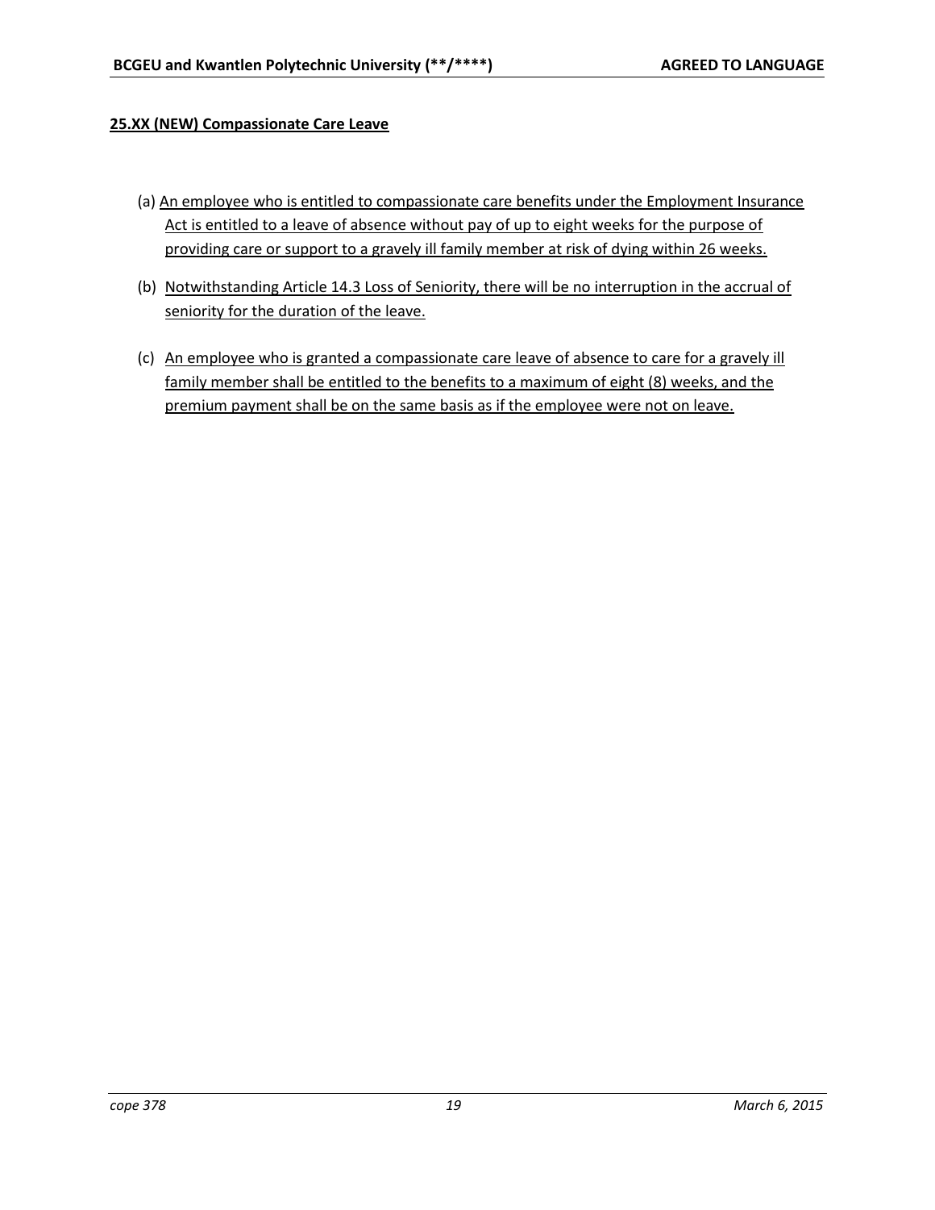**25.XX (NEW) Compassionate Care Leave**

(a) An employee who is entitled to compassionate care benefits under the Employment Insurance Act is entitled to a leave of absence without pay of up to eight weeks for the purpose of providing care or support to a gravely ill family member at risk of dying within 26 weeks.

(b) Notwithstanding Article 14.3 Loss of Seniority, there will be no interruption in the accrual of seniority for the duration of the leave.

(c) An employee who is granted a compassionate care leave of absence to care for a gravely ill family member shall be entitled to the benefits to a maximum of eight (8) weeks, and the premium payment shall be on the same basis as if the employee were not on leave.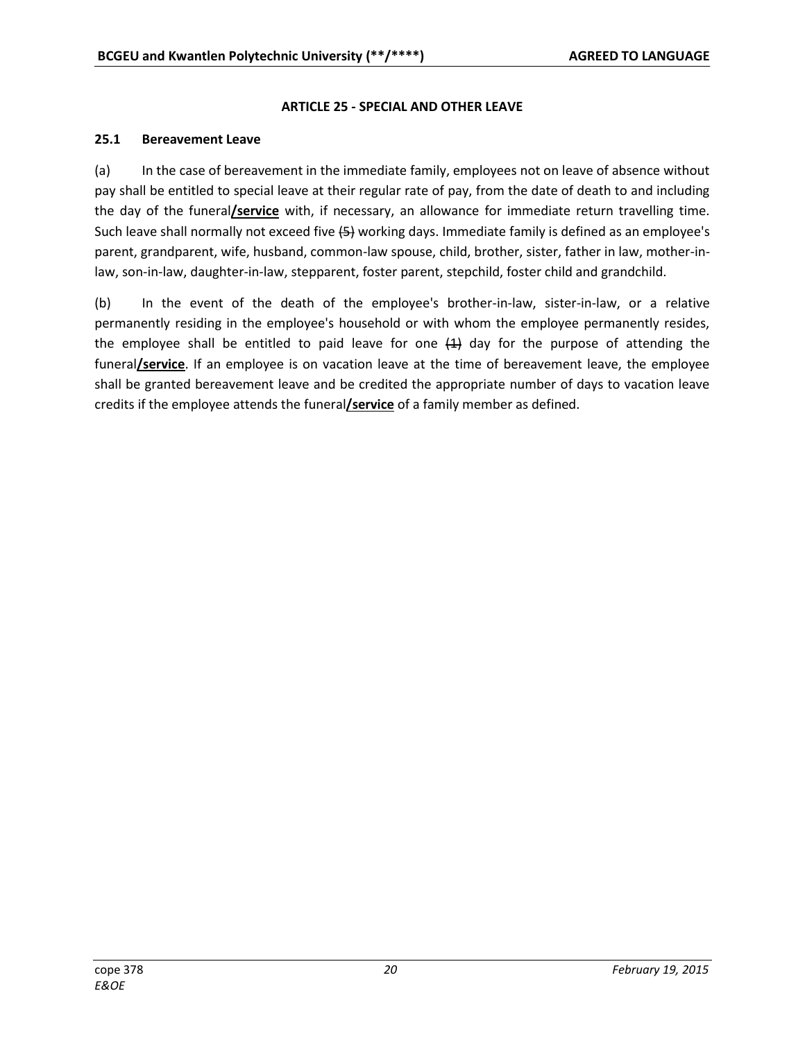### ARTICLE 25 - SPECIAL AND OTHER LEAVE

**25.1 Bereavement Leave**

(a) In the case of bereavement in the immediate family, employees not on leave of absence without pay shall be entitled to special leave at their regular rate of pay, from the date of death to and including the day of the funeral**/service** with, if necessary, an allowance for immediate return travelling time. Such leave shall normally not exceed five ~~(5)~~ working days. Immediate family is defined as an employee's parent, grandparent, wife, husband, common-law spouse, child, brother, sister, father in law, mother-in-law, son-in-law, daughter-in-law, stepparent, foster parent, stepchild, foster child and grandchild.

(b) In the event of the death of the employee's brother-in-law, sister-in-law, or a relative permanently residing in the employee's household or with whom the employee permanently resides, the employee shall be entitled to paid leave for one ~~(1)~~ day for the purpose of attending the funeral**/service**. If an employee is on vacation leave at the time of bereavement leave, the employee shall be granted bereavement leave and be credited the appropriate number of days to vacation leave credits if the employee attends the funeral**/service** of a family member as defined.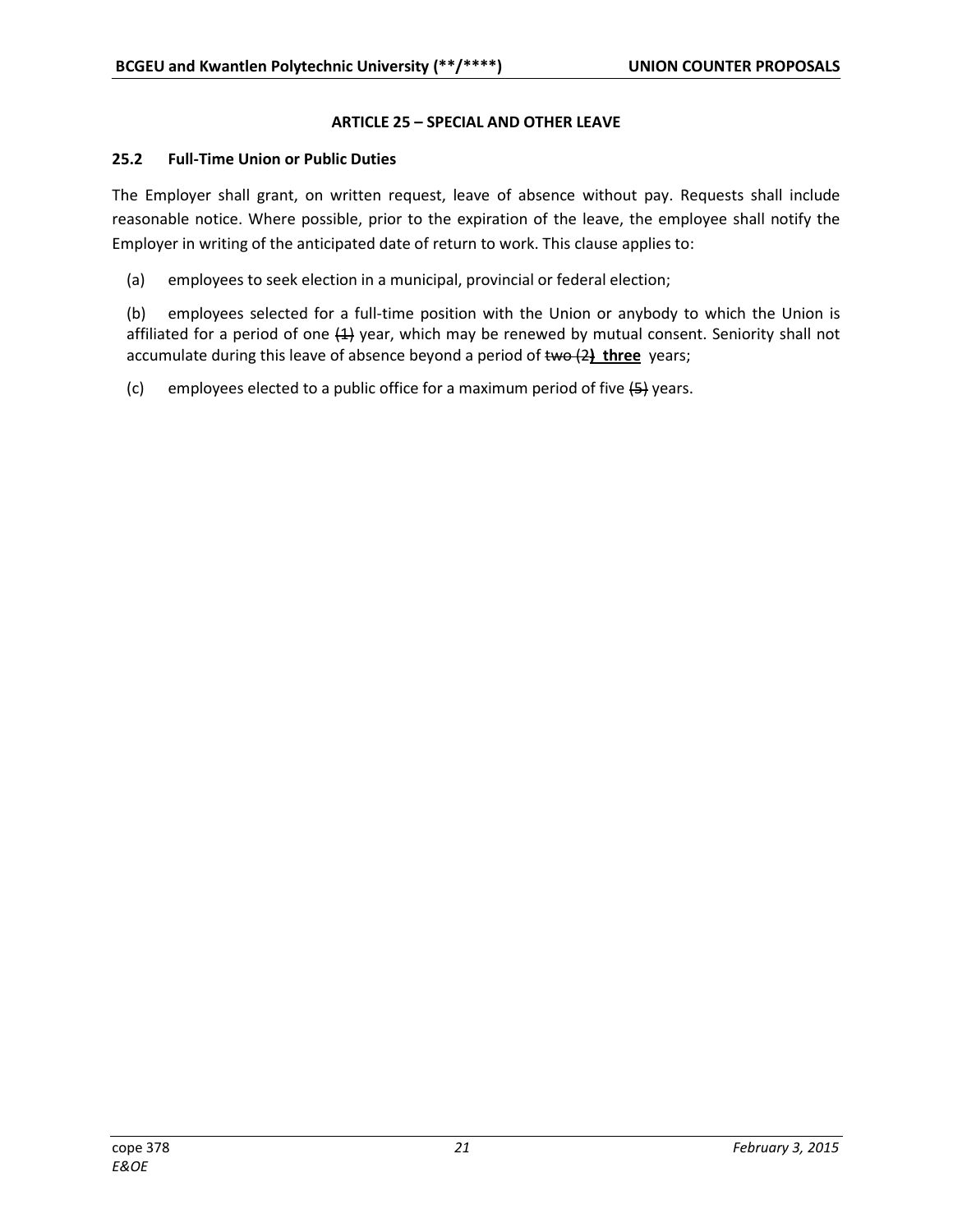## ARTICLE 25 – SPECIAL AND OTHER LEAVE

### 25.2 Full-Time Union or Public Duties

The Employer shall grant, on written request, leave of absence without pay. Requests shall include reasonable notice. Where possible, prior to the expiration of the leave, the employee shall notify the Employer in writing of the anticipated date of return to work. This clause applies to:

(a) employees to seek election in a municipal, provincial or federal election;

(b) employees selected for a full-time position with the Union or anybody to which the Union is affiliated for a period of one ~~(1)~~ year, which may be renewed by mutual consent. Seniority shall not accumulate during this leave of absence beyond a period of ~~two (2)~~ **three** years;

(c) employees elected to a public office for a maximum period of five ~~(5)~~ years.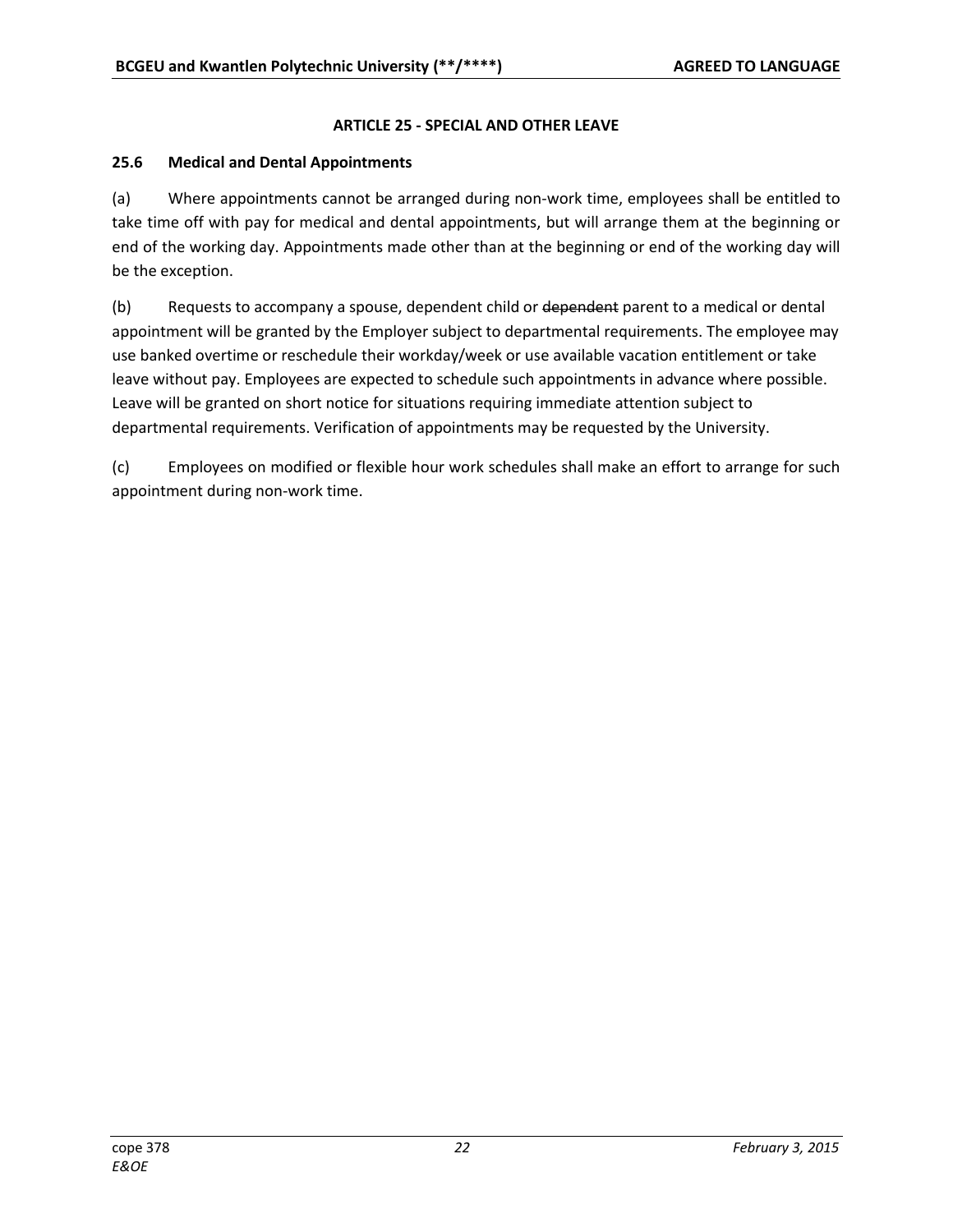## ARTICLE 25 - SPECIAL AND OTHER LEAVE

### 25.6 Medical and Dental Appointments

(a) Where appointments cannot be arranged during non-work time, employees shall be entitled to take time off with pay for medical and dental appointments, but will arrange them at the beginning or end of the working day. Appointments made other than at the beginning or end of the working day will be the exception.

(b) Requests to accompany a spouse, dependent child or ~~dependent~~ parent to a medical or dental appointment will be granted by the Employer subject to departmental requirements. The employee may use banked overtime or reschedule their workday/week or use available vacation entitlement or take leave without pay. Employees are expected to schedule such appointments in advance where possible. Leave will be granted on short notice for situations requiring immediate attention subject to departmental requirements. Verification of appointments may be requested by the University.

(c) Employees on modified or flexible hour work schedules shall make an effort to arrange for such appointment during non-work time.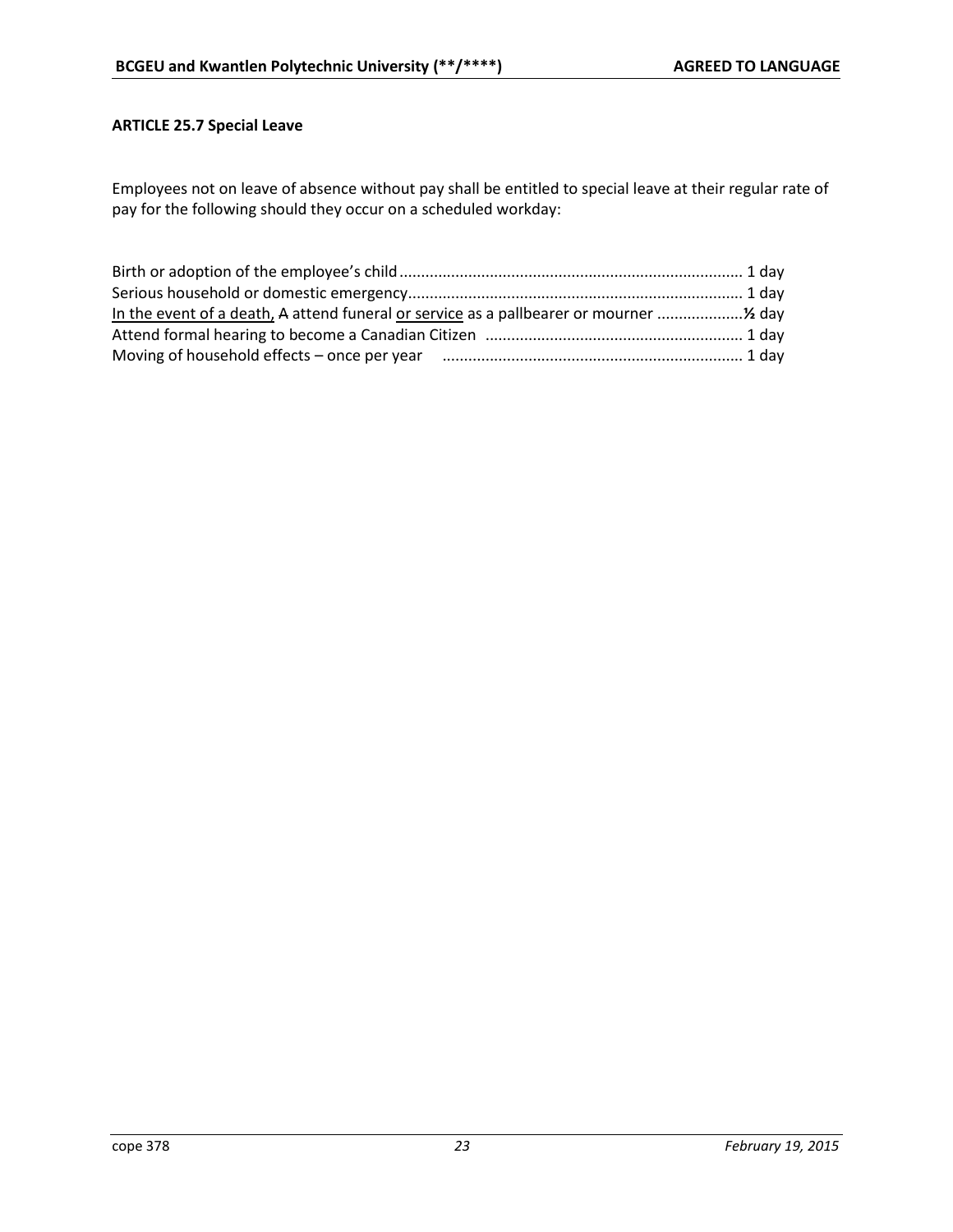### ARTICLE 25.7 Special Leave

Employees not on leave of absence without pay shall be entitled to special leave at their regular rate of pay for the following should they occur on a scheduled workday:

Birth or adoption of the employee's child ............................................................................... 1 day
Serious household or domestic emergency ............................................................................. 1 day
<u>In the event of a death,</u> ~~A~~ attend funeral <u>or service</u> as a pallbearer or mourner .................... **½** day
Attend formal hearing to become a Canadian Citizen ........................................................... 1 day
Moving of household effects – once per year ..................................................................... 1 day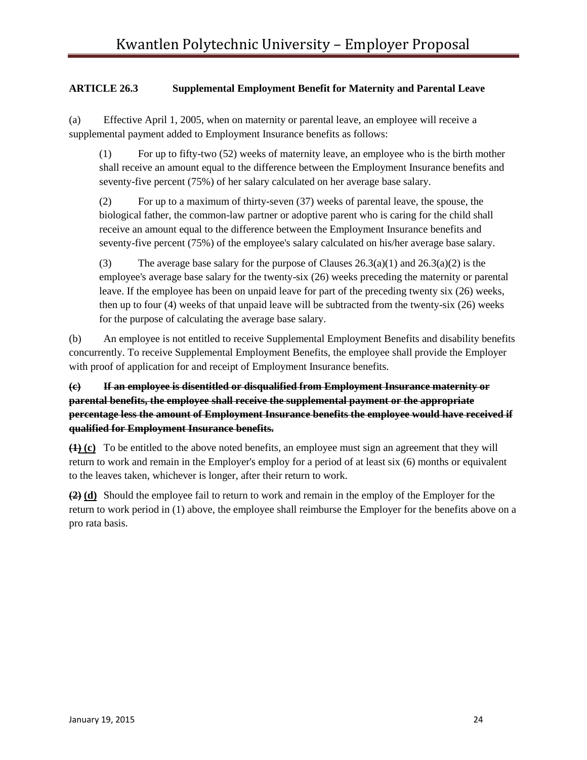**ARTICLE 26.3 Supplemental Employment Benefit for Maternity and Parental Leave**

(a) Effective April 1, 2005, when on maternity or parental leave, an employee will receive a supplemental payment added to Employment Insurance benefits as follows:

> (1) For up to fifty-two (52) weeks of maternity leave, an employee who is the birth mother shall receive an amount equal to the difference between the Employment Insurance benefits and seventy-five percent (75%) of her salary calculated on her average base salary.
>
> (2) For up to a maximum of thirty-seven (37) weeks of parental leave, the spouse, the biological father, the common-law partner or adoptive parent who is caring for the child shall receive an amount equal to the difference between the Employment Insurance benefits and seventy-five percent (75%) of the employee's salary calculated on his/her average base salary.
>
> (3) The average base salary for the purpose of Clauses 26.3(a)(1) and 26.3(a)(2) is the employee's average base salary for the twenty-six (26) weeks preceding the maternity or parental leave. If the employee has been on unpaid leave for part of the preceding twenty six (26) weeks, then up to four (4) weeks of that unpaid leave will be subtracted from the twenty-six (26) weeks for the purpose of calculating the average base salary.

(b) An employee is not entitled to receive Supplemental Employment Benefits and disability benefits concurrently. To receive Supplemental Employment Benefits, the employee shall provide the Employer with proof of application for and receipt of Employment Insurance benefits.

~~**(c) If an employee is disentitled or disqualified from Employment Insurance maternity or parental benefits, the employee shall receive the supplemental payment or the appropriate percentage less the amount of Employment Insurance benefits the employee would have received if qualified for Employment Insurance benefits.**~~

~~**(1)**~~ **(c)** To be entitled to the above noted benefits, an employee must sign an agreement that they will return to work and remain in the Employer's employ for a period of at least six (6) months or equivalent to the leaves taken, whichever is longer, after their return to work.

~~**(2)**~~ **(d)** Should the employee fail to return to work and remain in the employ of the Employer for the return to work period in (1) above, the employee shall reimburse the Employer for the benefits above on a pro rata basis.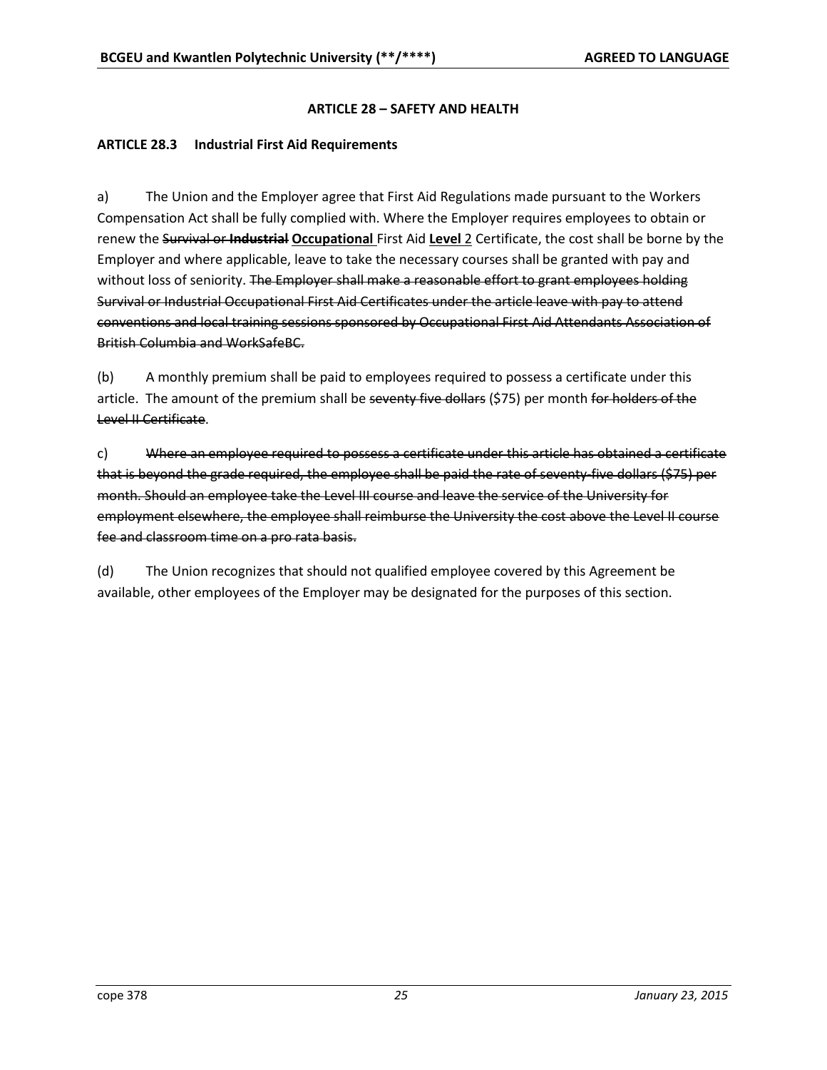## ARTICLE 28 – SAFETY AND HEALTH

### ARTICLE 28.3 Industrial First Aid Requirements

a) The Union and the Employer agree that First Aid Regulations made pursuant to the Workers Compensation Act shall be fully complied with. Where the Employer requires employees to obtain or renew the ~~Survival or~~ ~~**Industrial**~~ **Occupational** First Aid **Level** 2 Certificate, the cost shall be borne by the Employer and where applicable, leave to take the necessary courses shall be granted with pay and without loss of seniority. ~~The Employer shall make a reasonable effort to grant employees holding Survival or Industrial Occupational First Aid Certificates under the article leave with pay to attend conventions and local training sessions sponsored by Occupational First Aid Attendants Association of British Columbia and WorkSafeBC.~~

(b) A monthly premium shall be paid to employees required to possess a certificate under this article. The amount of the premium shall be ~~seventy five dollars~~ ($75) per month ~~for holders of the Level II Certificate~~.

c) ~~Where an employee required to possess a certificate under this article has obtained a certificate that is beyond the grade required, the employee shall be paid the rate of seventy-five dollars ($75) per month. Should an employee take the Level III course and leave the service of the University for employment elsewhere, the employee shall reimburse the University the cost above the Level II course fee and classroom time on a pro rata basis.~~

(d) The Union recognizes that should not qualified employee covered by this Agreement be available, other employees of the Employer may be designated for the purposes of this section.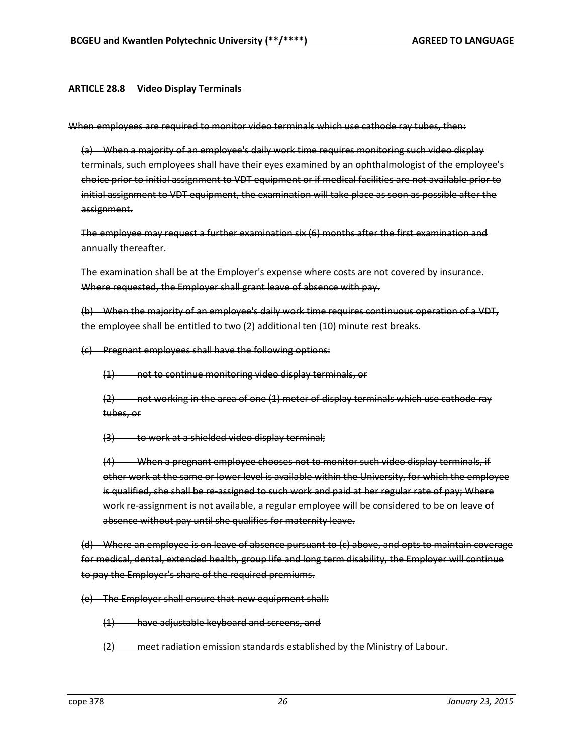**~~ARTICLE 28.8 Video Display Terminals~~**

~~When employees are required to monitor video terminals which use cathode ray tubes, then:~~

~~(a) When a majority of an employee's daily work time requires monitoring such video display terminals, such employees shall have their eyes examined by an ophthalmologist of the employee's choice prior to initial assignment to VDT equipment or if medical facilities are not available prior to initial assignment to VDT equipment, the examination will take place as soon as possible after the assignment.~~

~~The employee may request a further examination six (6) months after the first examination and annually thereafter.~~

~~The examination shall be at the Employer's expense where costs are not covered by insurance. Where requested, the Employer shall grant leave of absence with pay.~~

~~(b) When the majority of an employee's daily work time requires continuous operation of a VDT, the employee shall be entitled to two (2) additional ten (10) minute rest breaks.~~

~~(c) Pregnant employees shall have the following options:~~

~~(1) not to continue monitoring video display terminals, or~~

~~(2) not working in the area of one (1) meter of display terminals which use cathode ray tubes, or~~

~~(3) to work at a shielded video display terminal;~~

~~(4) When a pregnant employee chooses not to monitor such video display terminals, if other work at the same or lower level is available within the University, for which the employee is qualified, she shall be re-assigned to such work and paid at her regular rate of pay; Where work re-assignment is not available, a regular employee will be considered to be on leave of absence without pay until she qualifies for maternity leave.~~

~~(d) Where an employee is on leave of absence pursuant to (c) above, and opts to maintain coverage for medical, dental, extended health, group life and long term disability, the Employer will continue to pay the Employer's share of the required premiums.~~

~~(e) The Employer shall ensure that new equipment shall:~~

~~(1) have adjustable keyboard and screens, and~~

~~(2) meet radiation emission standards established by the Ministry of Labour.~~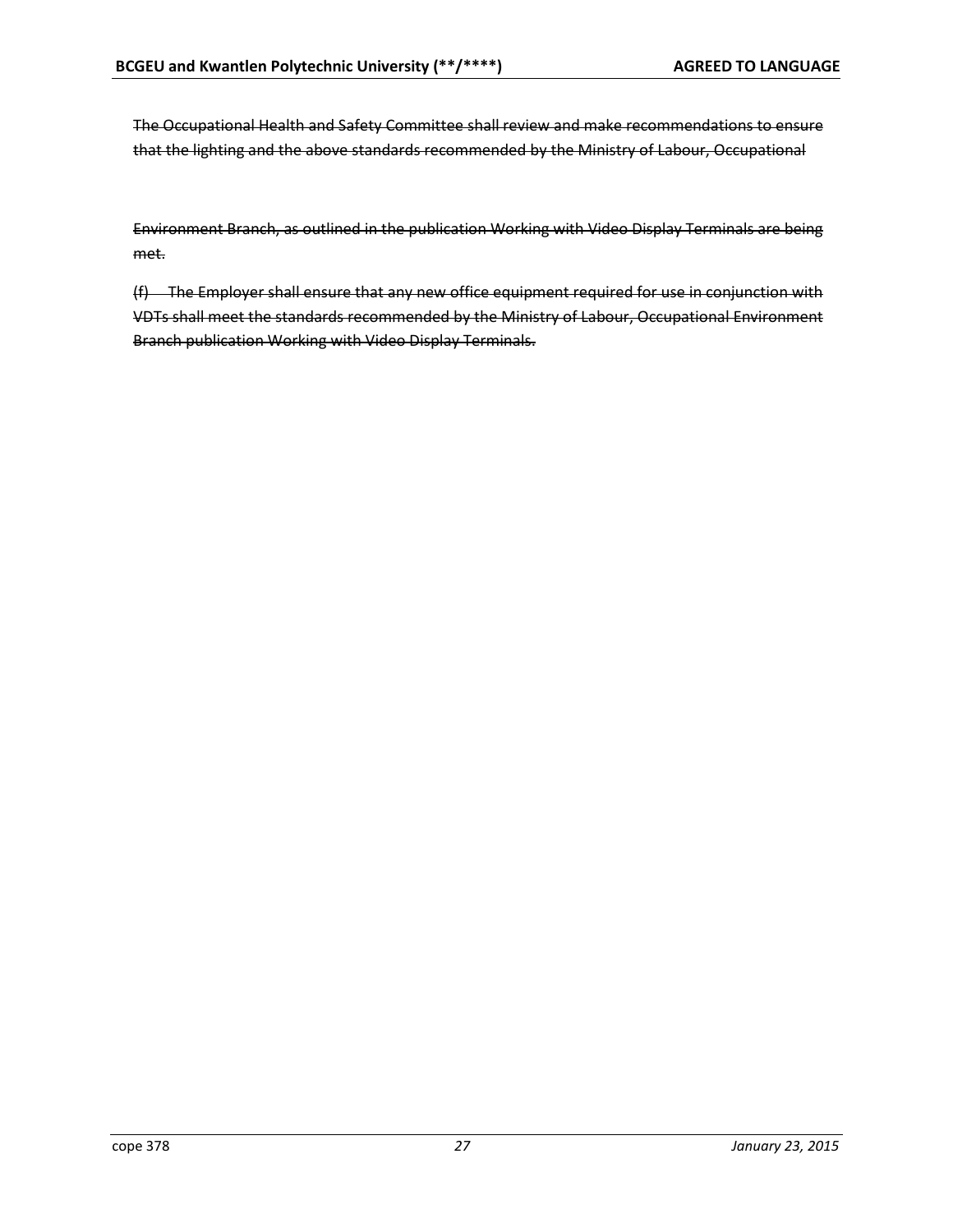~~The Occupational Health and Safety Committee shall review and make recommendations to ensure that the lighting and the above standards recommended by the Ministry of Labour, Occupational Environment Branch, as outlined in the publication Working with Video Display Terminals are being met.~~

~~(f) The Employer shall ensure that any new office equipment required for use in conjunction with VDTs shall meet the standards recommended by the Ministry of Labour, Occupational Environment Branch publication Working with Video Display Terminals.~~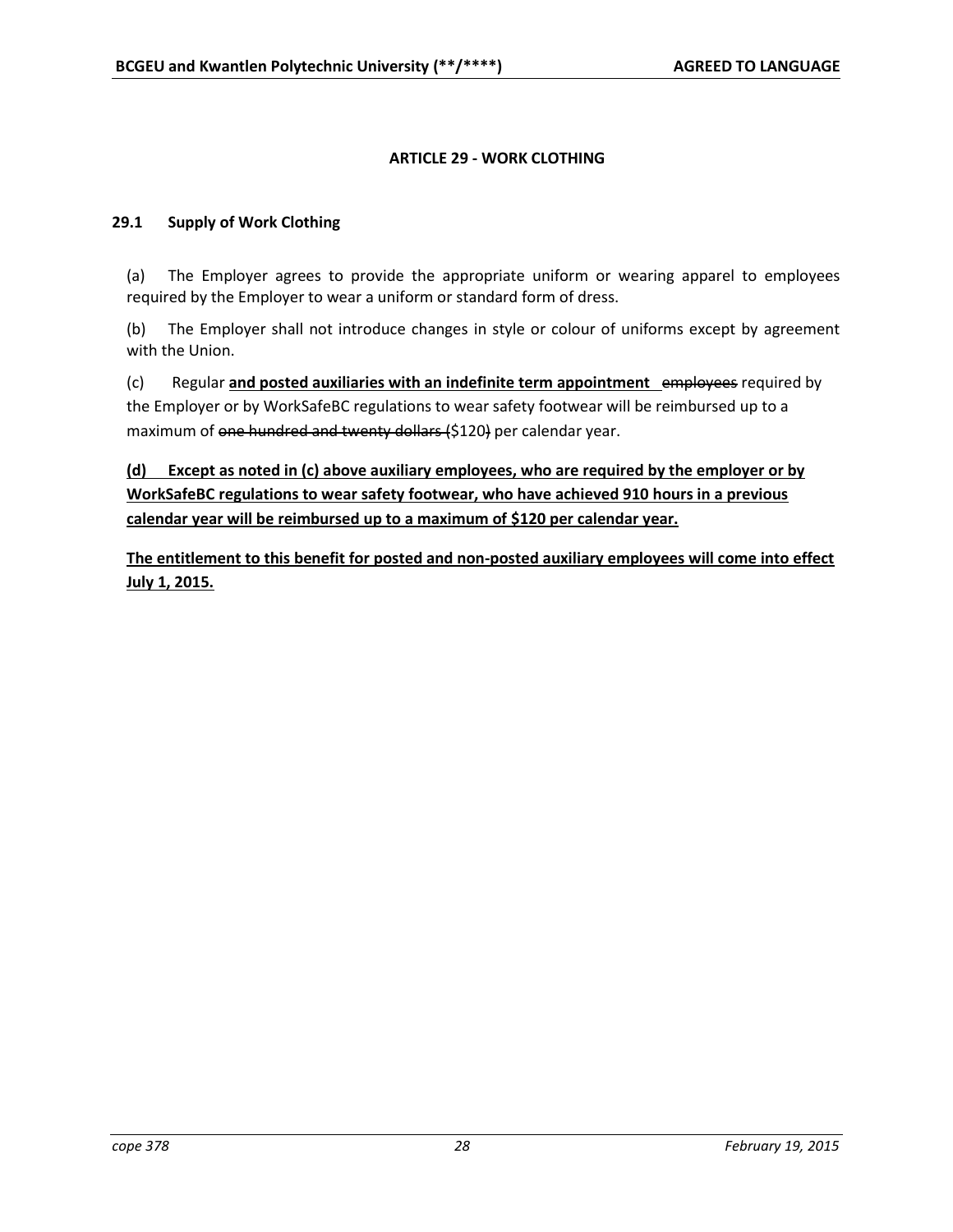## ARTICLE 29 - WORK CLOTHING

### 29.1 Supply of Work Clothing

(a) The Employer agrees to provide the appropriate uniform or wearing apparel to employees required by the Employer to wear a uniform or standard form of dress.

(b) The Employer shall not introduce changes in style or colour of uniforms except by agreement with the Union.

(c) Regular <u>**and posted auxiliaries with an indefinite term appointment**</u> ~~employees~~ required by the Employer or by WorkSafeBC regulations to wear safety footwear will be reimbursed up to a maximum of ~~one hundred and twenty dollars (~~$120~~)~~ per calendar year.

<u>**(d) Except as noted in (c) above auxiliary employees, who are required by the employer or by WorkSafeBC regulations to wear safety footwear, who have achieved 910 hours in a previous calendar year will be reimbursed up to a maximum of $120 per calendar year.**</u>

<u>**The entitlement to this benefit for posted and non-posted auxiliary employees will come into effect July 1, 2015.**</u>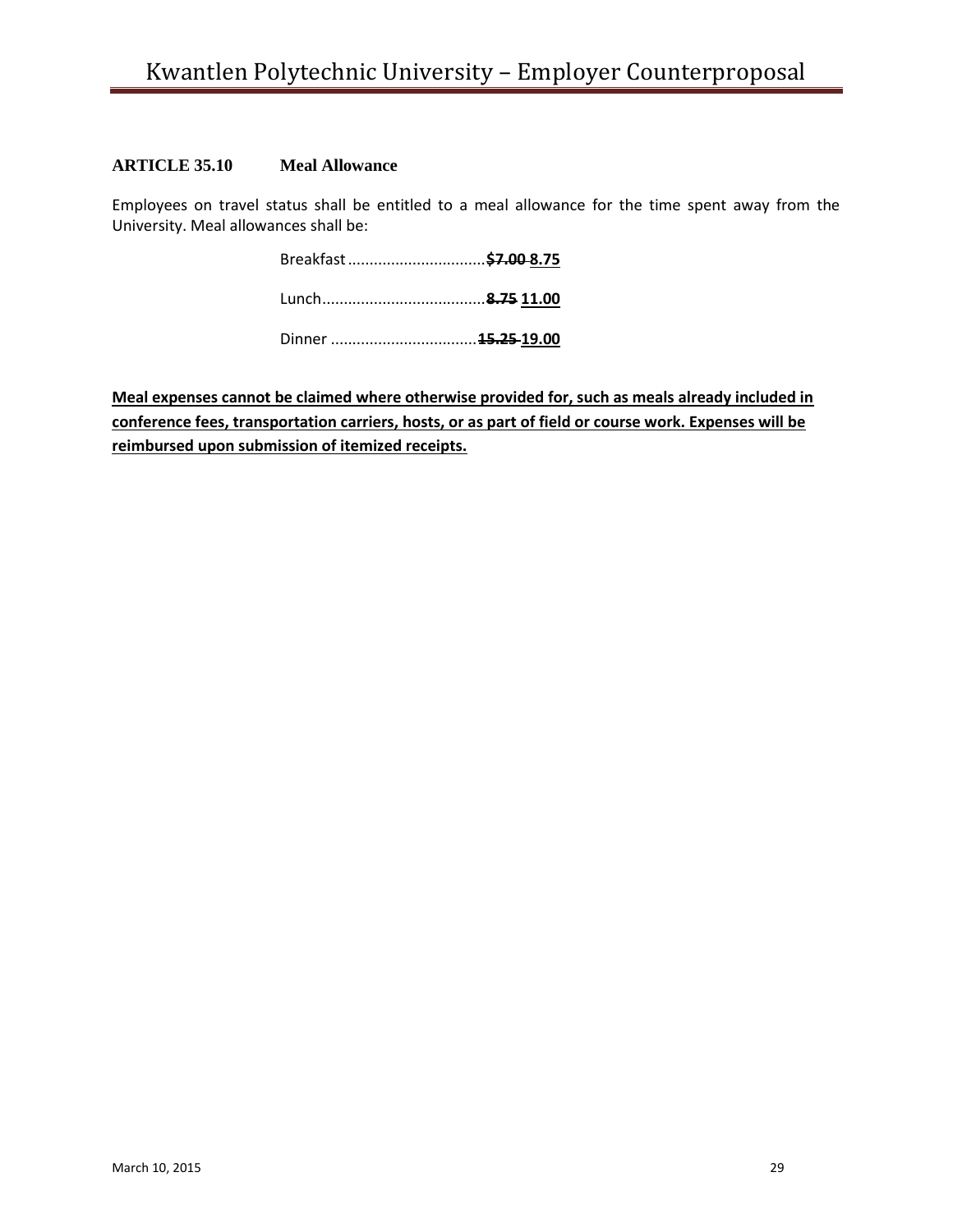## ARTICLE 35.10 Meal Allowance

Employees on travel status shall be entitled to a meal allowance for the time spent away from the University. Meal allowances shall be:

Breakfast ................................ ~~**$7.00**~~ **<u>8.75</u>**

Lunch...................................... ~~**8.75**~~ **<u>11.00</u>**

Dinner .................................. ~~**15.25**~~ **<u>19.00</u>**

**<u>Meal expenses cannot be claimed where otherwise provided for, such as meals already included in conference fees, transportation carriers, hosts, or as part of field or course work. Expenses will be reimbursed upon submission of itemized receipts.</u>**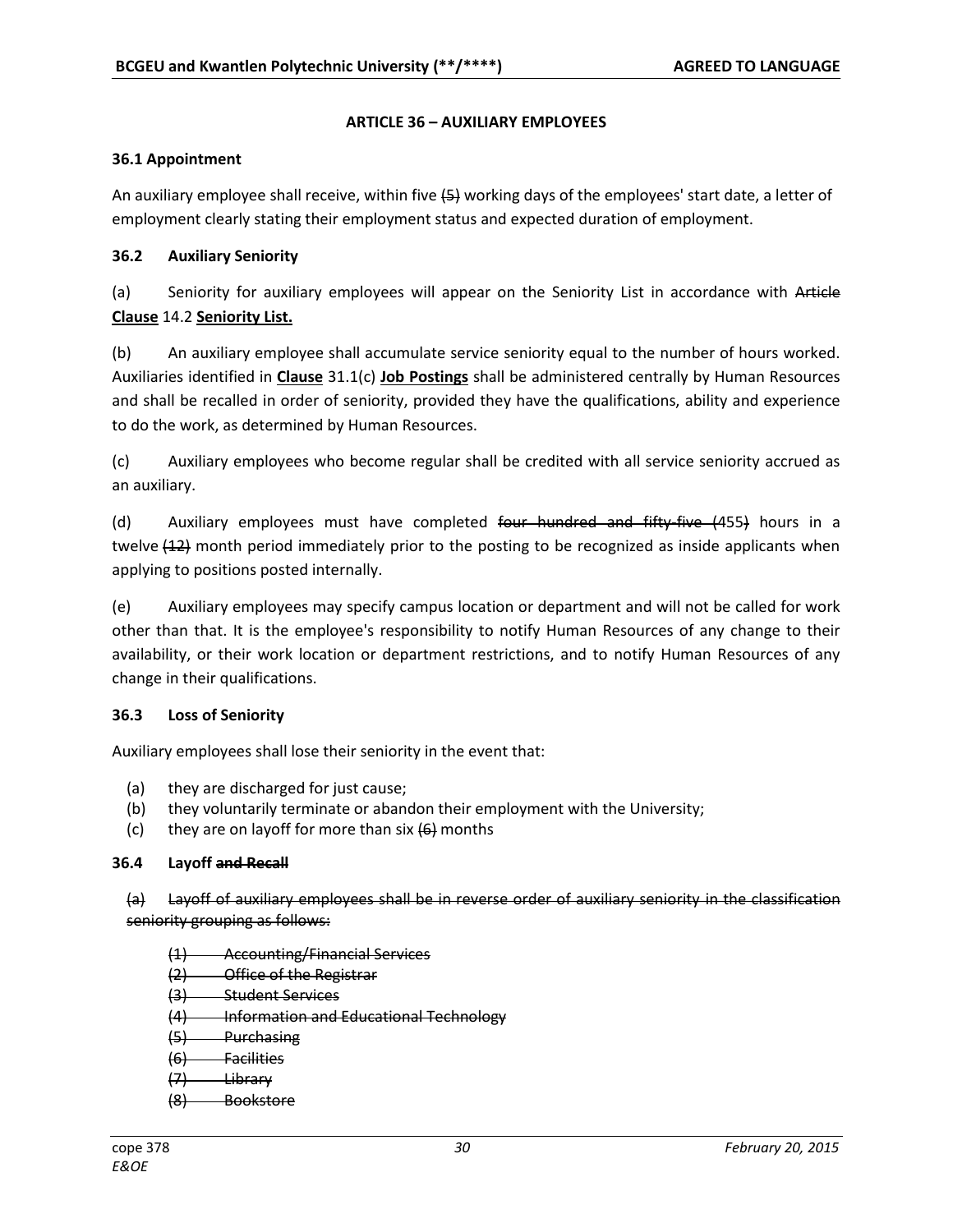## ARTICLE 36 – AUXILIARY EMPLOYEES

### 36.1 Appointment

An auxiliary employee shall receive, within five ~~(5)~~ working days of the employees' start date, a letter of employment clearly stating their employment status and expected duration of employment.

### 36.2 Auxiliary Seniority

(a) Seniority for auxiliary employees will appear on the Seniority List in accordance with ~~Article~~ **Clause** 14.2 **Seniority List.**

(b) An auxiliary employee shall accumulate service seniority equal to the number of hours worked. Auxiliaries identified in **Clause** 31.1(c) **Job Postings** shall be administered centrally by Human Resources and shall be recalled in order of seniority, provided they have the qualifications, ability and experience to do the work, as determined by Human Resources.

(c) Auxiliary employees who become regular shall be credited with all service seniority accrued as an auxiliary.

(d) Auxiliary employees must have completed ~~four hundred and fifty-five (~~455~~)~~ hours in a twelve ~~(12)~~ month period immediately prior to the posting to be recognized as inside applicants when applying to positions posted internally.

(e) Auxiliary employees may specify campus location or department and will not be called for work other than that. It is the employee's responsibility to notify Human Resources of any change to their availability, or their work location or department restrictions, and to notify Human Resources of any change in their qualifications.

### 36.3 Loss of Seniority

Auxiliary employees shall lose their seniority in the event that:

(a) they are discharged for just cause;
(b) they voluntarily terminate or abandon their employment with the University;
(c) they are on layoff for more than six ~~(6)~~ months

### 36.4 Layoff ~~and Recall~~

~~(a) Layoff of auxiliary employees shall be in reverse order of auxiliary seniority in the classification seniority grouping as follows:~~

~~(1) Accounting/Financial Services~~
~~(2) Office of the Registrar~~
~~(3) Student Services~~
~~(4) Information and Educational Technology~~
~~(5) Purchasing~~
~~(6) Facilities~~
~~(7) Library~~
~~(8) Bookstore~~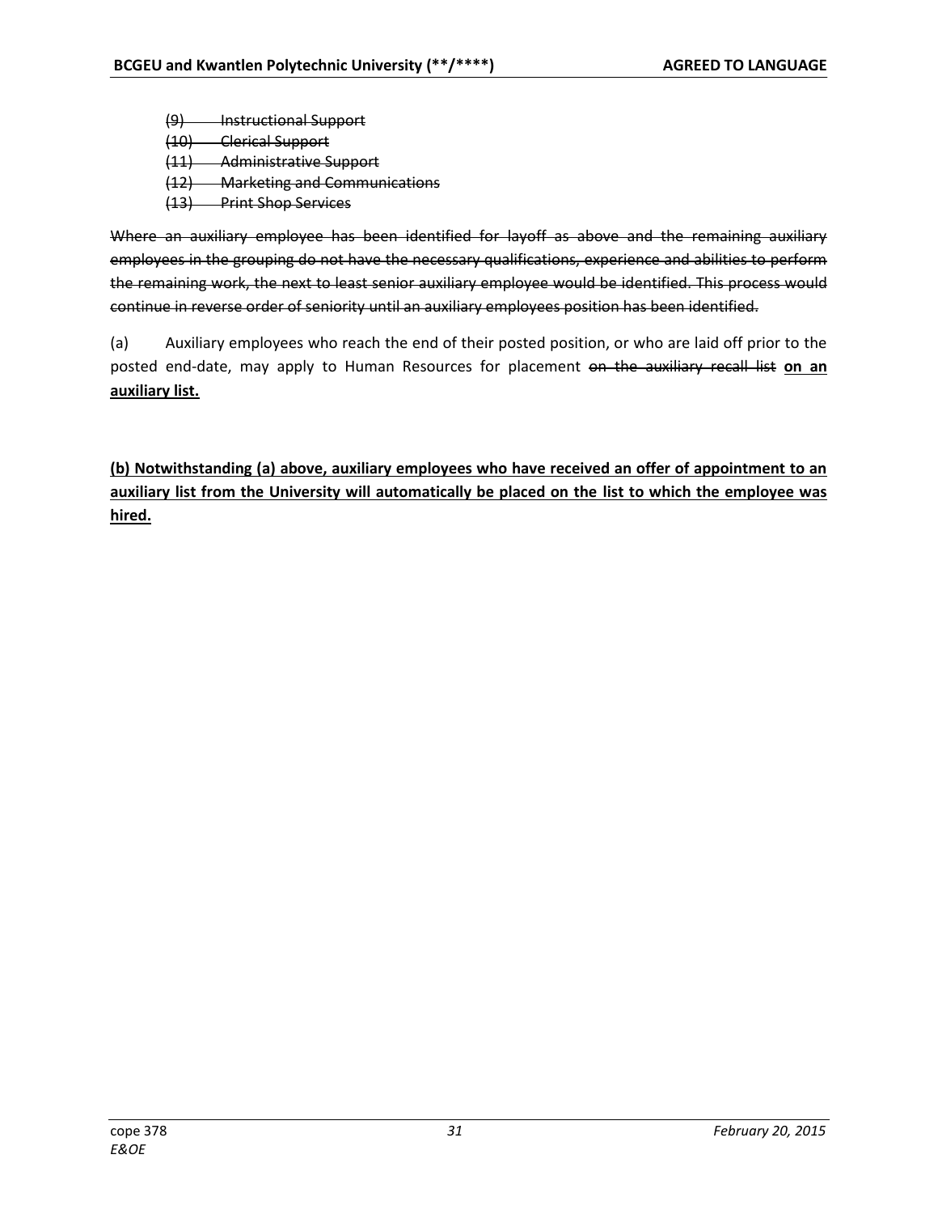~~(9) Instructional Support~~
~~(10) Clerical Support~~
~~(11) Administrative Support~~
~~(12) Marketing and Communications~~
~~(13) Print Shop Services~~

~~Where an auxiliary employee has been identified for layoff as above and the remaining auxiliary employees in the grouping do not have the necessary qualifications, experience and abilities to perform the remaining work, the next to least senior auxiliary employee would be identified. This process would continue in reverse order of seniority until an auxiliary employees position has been identified.~~

(a) Auxiliary employees who reach the end of their posted position, or who are laid off prior to the posted end-date, may apply to Human Resources for placement ~~on the auxiliary recall list~~ **<u>on an auxiliary list.</u>**

**<u>(b) Notwithstanding (a) above, auxiliary employees who have received an offer of appointment to an auxiliary list from the University will automatically be placed on the list to which the employee was hired.</u>**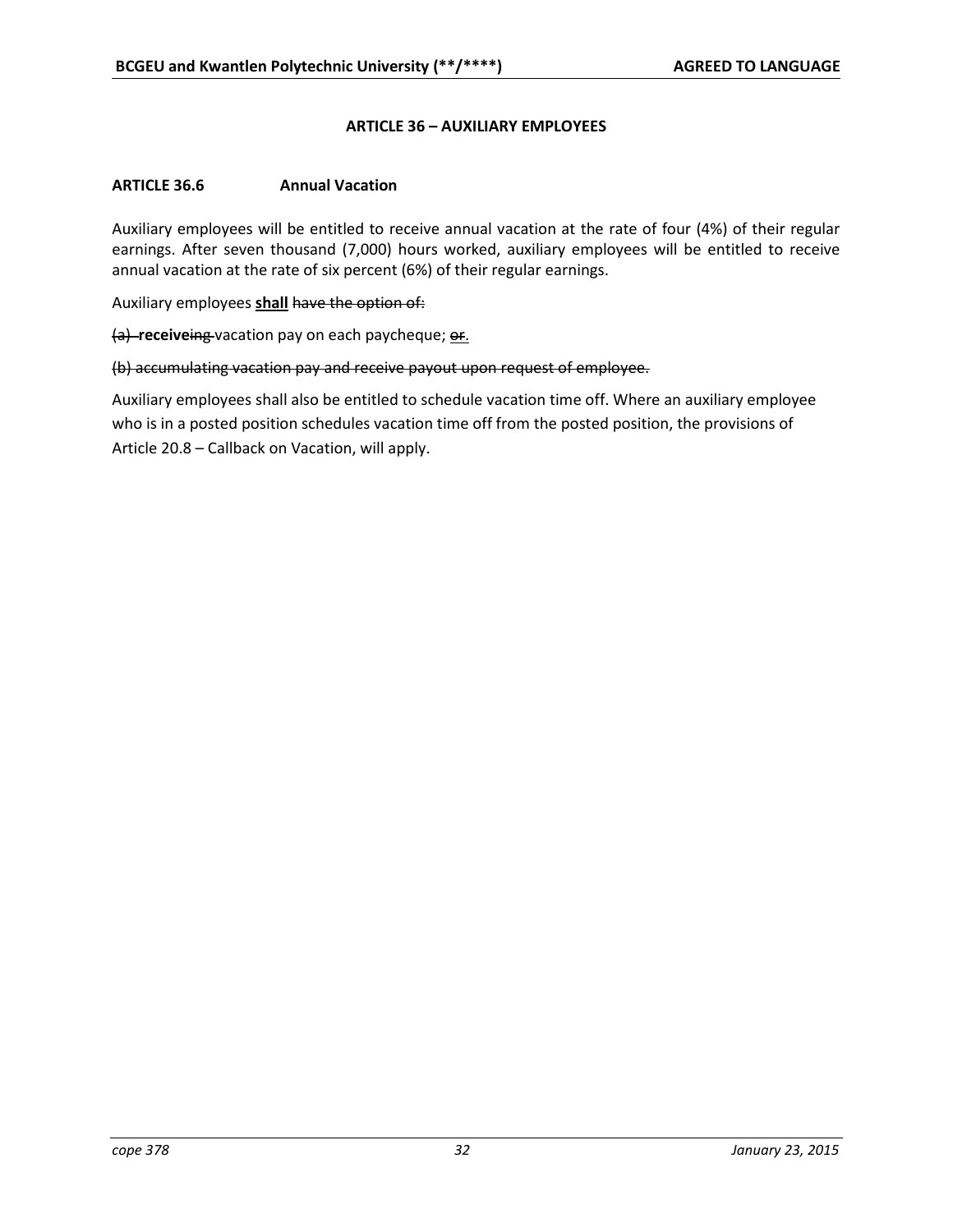## ARTICLE 36 – AUXILIARY EMPLOYEES

### ARTICLE 36.6 Annual Vacation

Auxiliary employees will be entitled to receive annual vacation at the rate of four (4%) of their regular earnings. After seven thousand (7,000) hours worked, auxiliary employees will be entitled to receive annual vacation at the rate of six percent (6%) of their regular earnings.

Auxiliary employees **shall** ~~have the option of:~~

~~(a)~~ **receive**~~ing~~ vacation pay on each paycheque; ~~or~~.

~~(b) accumulating vacation pay and receive payout upon request of employee.~~

Auxiliary employees shall also be entitled to schedule vacation time off. Where an auxiliary employee who is in a posted position schedules vacation time off from the posted position, the provisions of Article 20.8 – Callback on Vacation, will apply.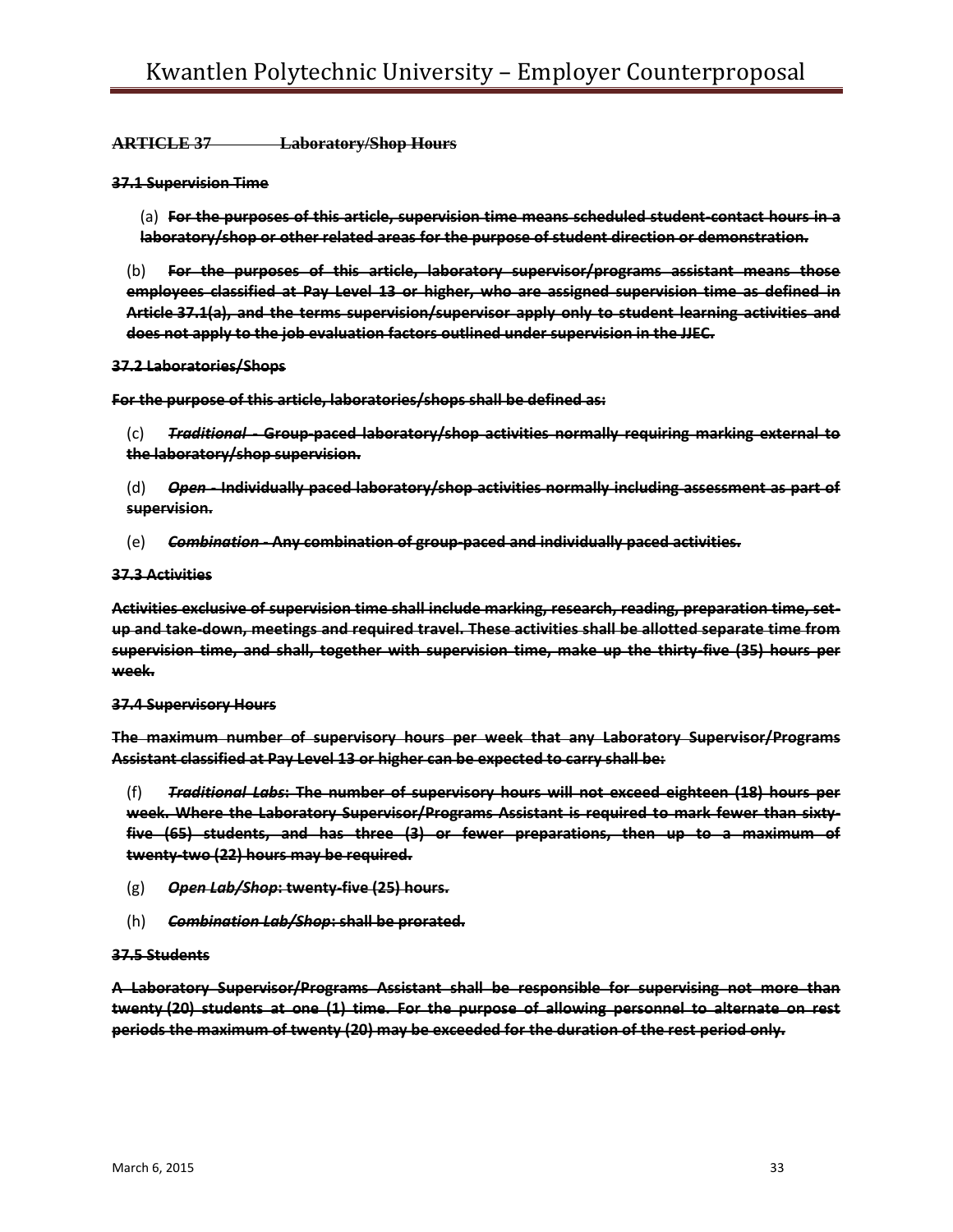~~**ARTICLE 37 Laboratory/Shop Hours**~~

~~**37.1 Supervision Time**~~

(a) ~~**For the purposes of this article, supervision time means scheduled student-contact hours in a laboratory/shop or other related areas for the purpose of student direction or demonstration.**~~

(b) ~~**For the purposes of this article, laboratory supervisor/programs assistant means those employees classified at Pay Level 13 or higher, who are assigned supervision time as defined in Article 37.1(a), and the terms supervision/supervisor apply only to student learning activities and does not apply to the job evaluation factors outlined under supervision in the JJEC.**~~

~~**37.2 Laboratories/Shops**~~

~~**For the purpose of this article, laboratories/shops shall be defined as:**~~

(c) ~~***Traditional* - Group-paced laboratory/shop activities normally requiring marking external to the laboratory/shop supervision.**~~

(d) ~~***Open* - Individually paced laboratory/shop activities normally including assessment as part of supervision.**~~

(e) ~~***Combination* - Any combination of group-paced and individually paced activities.**~~

~~**37.3 Activities**~~

~~**Activities exclusive of supervision time shall include marking, research, reading, preparation time, set-up and take-down, meetings and required travel. These activities shall be allotted separate time from supervision time, and shall, together with supervision time, make up the thirty-five (35) hours per week.**~~

~~**37.4 Supervisory Hours**~~

~~**The maximum number of supervisory hours per week that any Laboratory Supervisor/Programs Assistant classified at Pay Level 13 or higher can be expected to carry shall be:**~~

(f) ~~***Traditional Labs*: The number of supervisory hours will not exceed eighteen (18) hours per week. Where the Laboratory Supervisor/Programs Assistant is required to mark fewer than sixty-five (65) students, and has three (3) or fewer preparations, then up to a maximum of twenty-two (22) hours may be required.**~~

(g) ~~***Open Lab/Shop*: twenty-five (25) hours.**~~

(h) ~~***Combination Lab/Shop*: shall be prorated.**~~

~~**37.5 Students**~~

~~**A Laboratory Supervisor/Programs Assistant shall be responsible for supervising not more than twenty (20) students at one (1) time. For the purpose of allowing personnel to alternate on rest periods the maximum of twenty (20) may be exceeded for the duration of the rest period only.**~~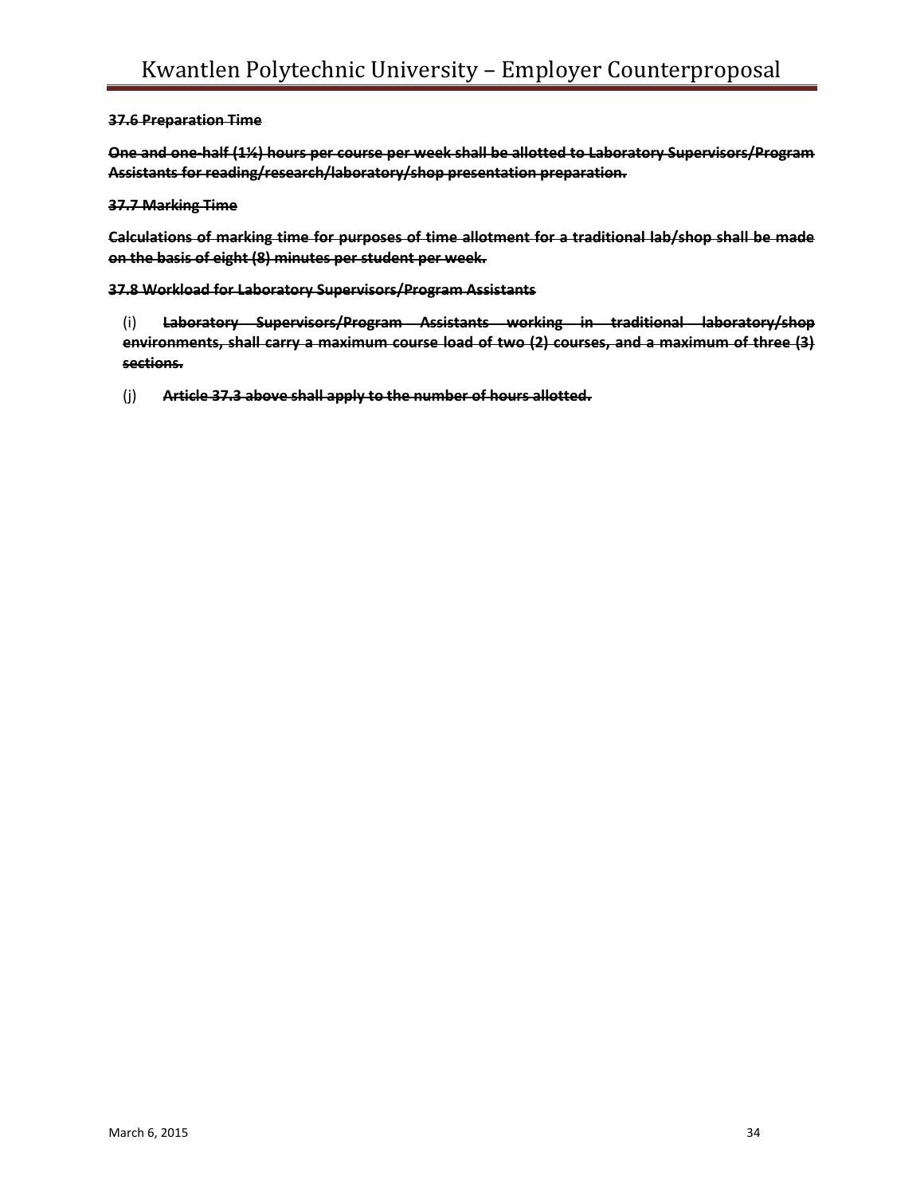~~**37.6 Preparation Time**~~

~~**One and one-half (1½) hours per course per week shall be allotted to Laboratory Supervisors/Program Assistants for reading/research/laboratory/shop presentation preparation.**~~

~~**37.7 Marking Time**~~

~~**Calculations of marking time for purposes of time allotment for a traditional lab/shop shall be made on the basis of eight (8) minutes per student per week.**~~

~~**37.8 Workload for Laboratory Supervisors/Program Assistants**~~

(i) ~~**Laboratory Supervisors/Program Assistants working in traditional laboratory/shop environments, shall carry a maximum course load of two (2) courses, and a maximum of three (3) sections.**~~

(j) ~~**Article 37.3 above shall apply to the number of hours allotted.**~~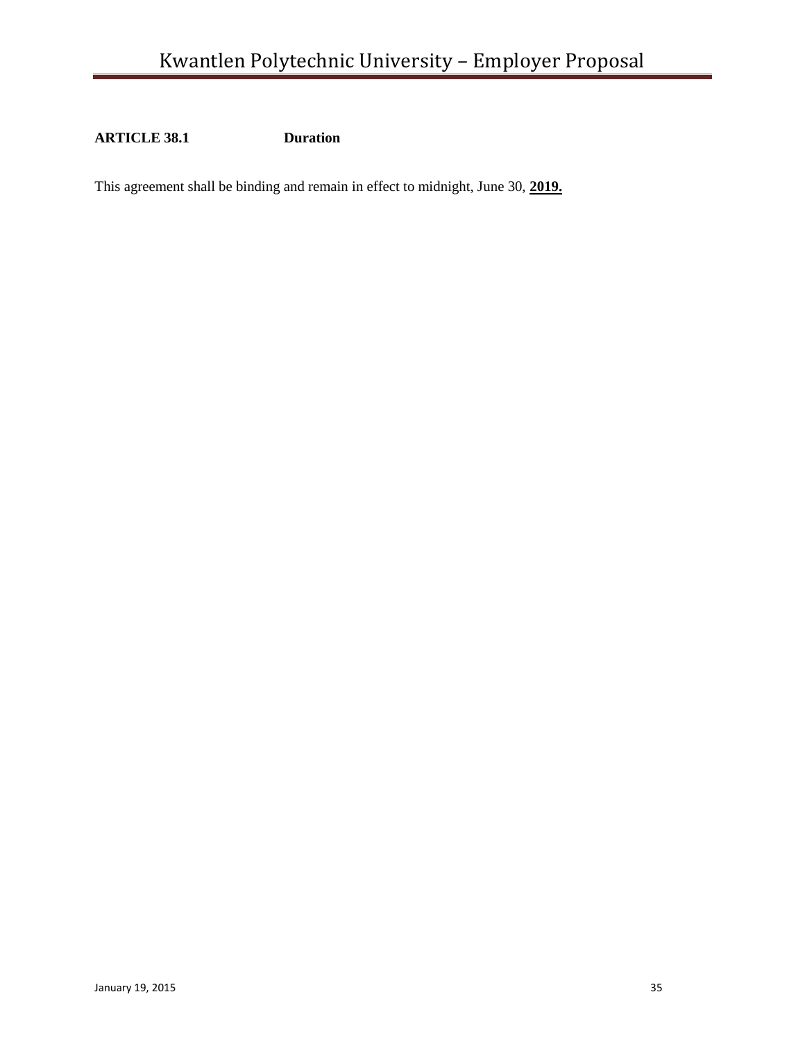**ARTICLE 38.1 Duration**

This agreement shall be binding and remain in effect to midnight, June 30, **2019.**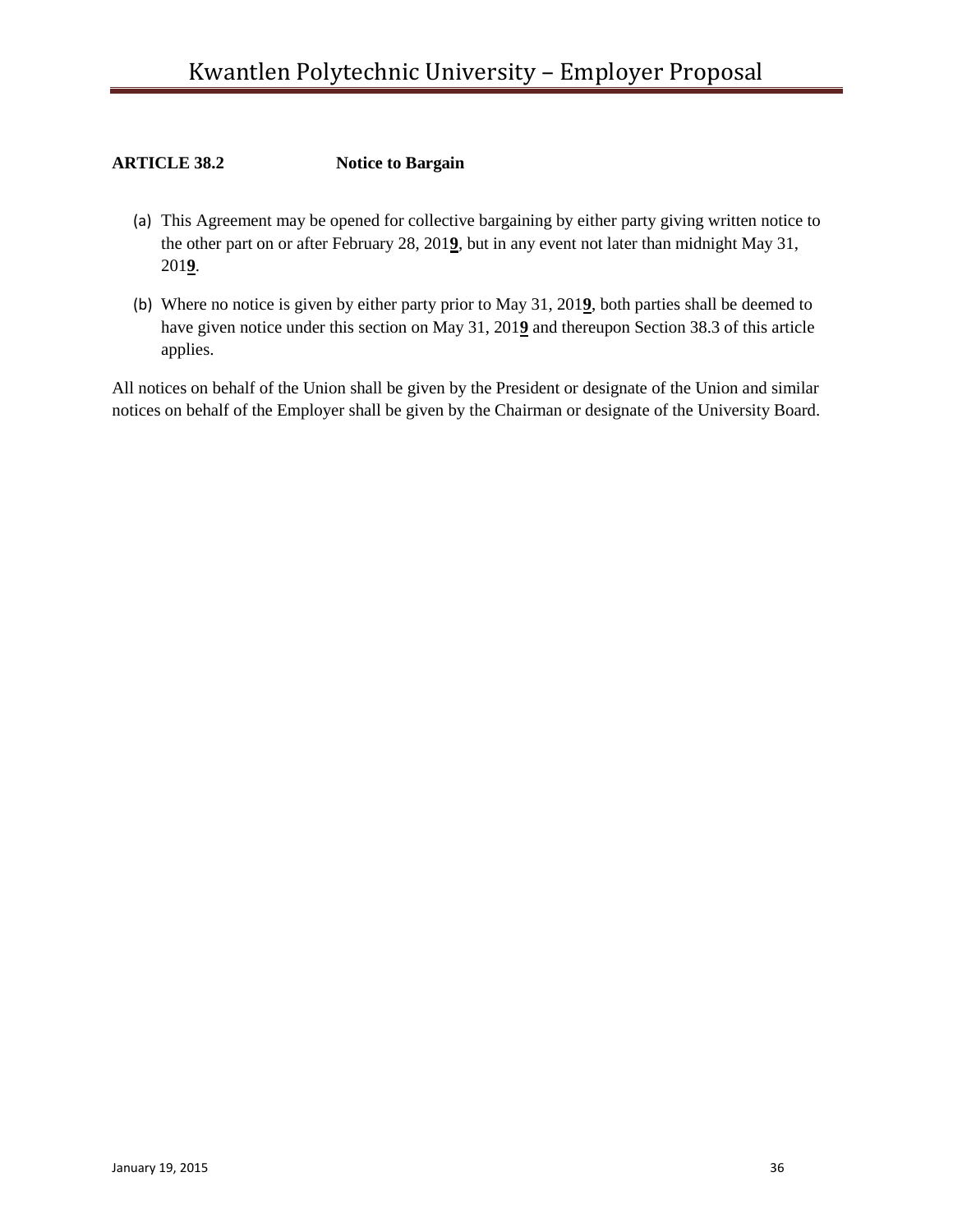**ARTICLE 38.2 Notice to Bargain**

(a) This Agreement may be opened for collective bargaining by either party giving written notice to the other part on or after February 28, 201**9**, but in any event not later than midnight May 31, 201**9**.

(b) Where no notice is given by either party prior to May 31, 201**9**, both parties shall be deemed to have given notice under this section on May 31, 201**9** and thereupon Section 38.3 of this article applies.

All notices on behalf of the Union shall be given by the President or designate of the Union and similar notices on behalf of the Employer shall be given by the Chairman or designate of the University Board.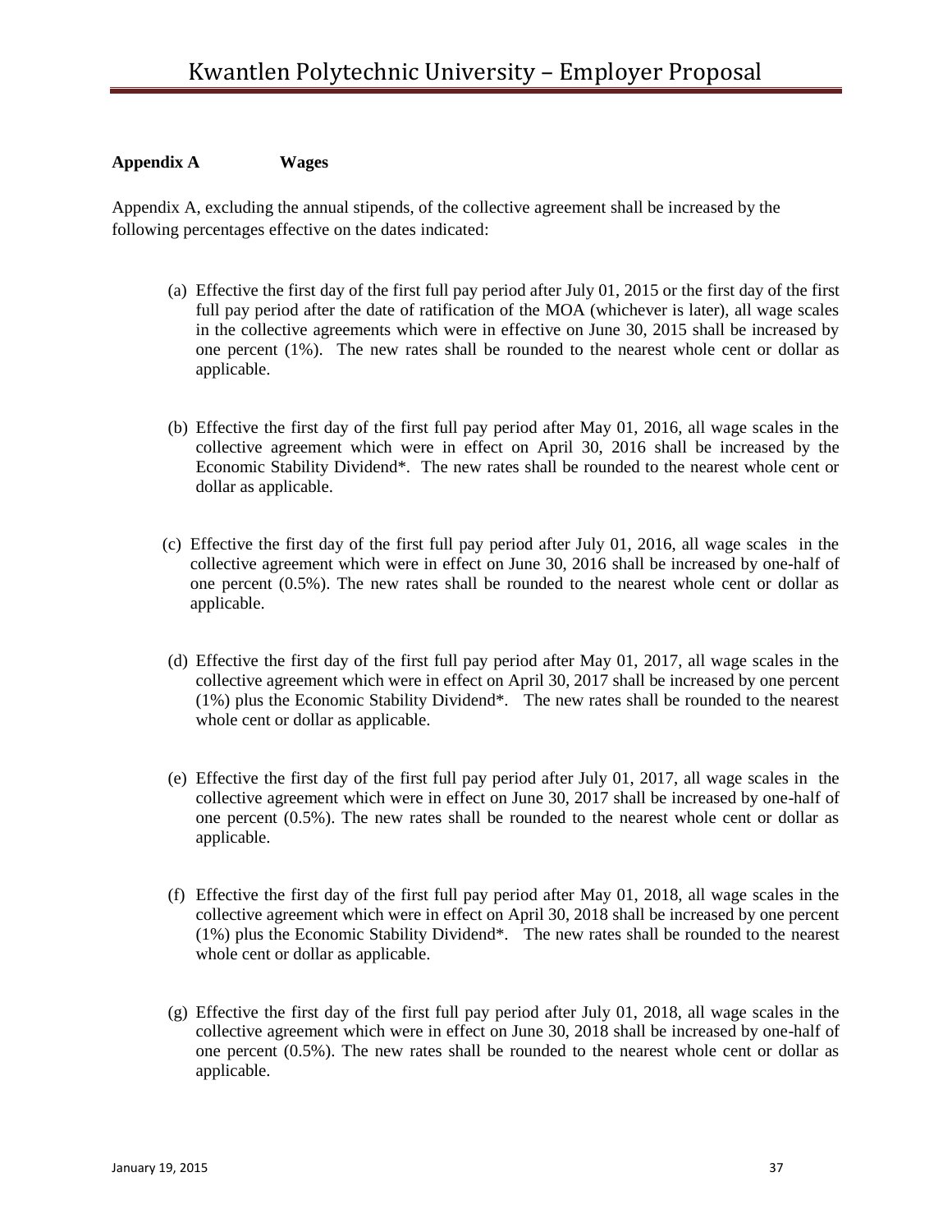**Appendix A Wages**

Appendix A, excluding the annual stipends, of the collective agreement shall be increased by the following percentages effective on the dates indicated:

(a) Effective the first day of the first full pay period after July 01, 2015 or the first day of the first full pay period after the date of ratification of the MOA (whichever is later), all wage scales in the collective agreements which were in effective on June 30, 2015 shall be increased by one percent (1%). The new rates shall be rounded to the nearest whole cent or dollar as applicable.

(b) Effective the first day of the first full pay period after May 01, 2016, all wage scales in the collective agreement which were in effect on April 30, 2016 shall be increased by the Economic Stability Dividend*. The new rates shall be rounded to the nearest whole cent or dollar as applicable.

(c) Effective the first day of the first full pay period after July 01, 2016, all wage scales in the collective agreement which were in effect on June 30, 2016 shall be increased by one-half of one percent (0.5%). The new rates shall be rounded to the nearest whole cent or dollar as applicable.

(d) Effective the first day of the first full pay period after May 01, 2017, all wage scales in the collective agreement which were in effect on April 30, 2017 shall be increased by one percent (1%) plus the Economic Stability Dividend*. The new rates shall be rounded to the nearest whole cent or dollar as applicable.

(e) Effective the first day of the first full pay period after July 01, 2017, all wage scales in the collective agreement which were in effect on June 30, 2017 shall be increased by one-half of one percent (0.5%). The new rates shall be rounded to the nearest whole cent or dollar as applicable.

(f) Effective the first day of the first full pay period after May 01, 2018, all wage scales in the collective agreement which were in effect on April 30, 2018 shall be increased by one percent (1%) plus the Economic Stability Dividend*. The new rates shall be rounded to the nearest whole cent or dollar as applicable.

(g) Effective the first day of the first full pay period after July 01, 2018, all wage scales in the collective agreement which were in effect on June 30, 2018 shall be increased by one-half of one percent (0.5%). The new rates shall be rounded to the nearest whole cent or dollar as applicable.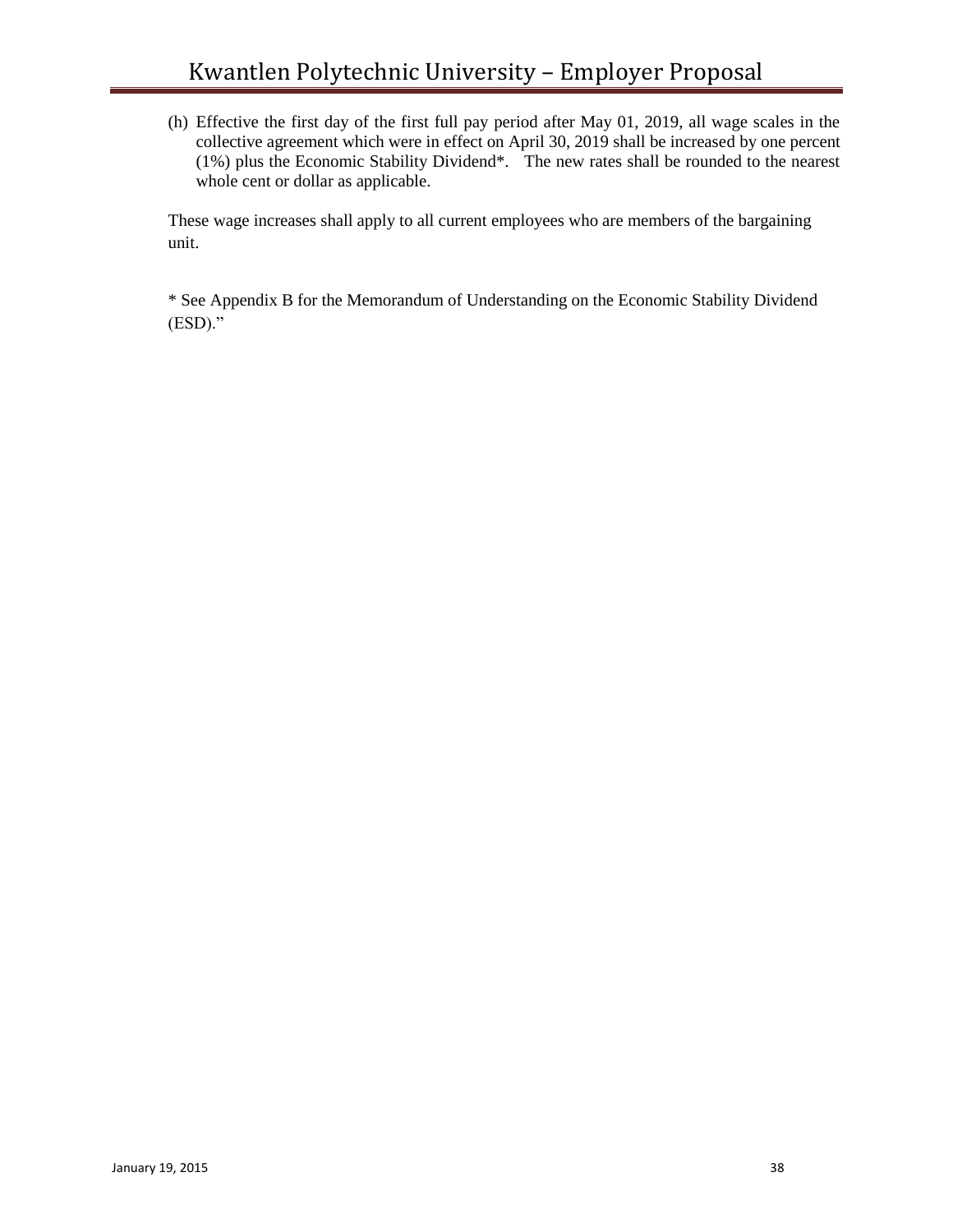(h) Effective the first day of the first full pay period after May 01, 2019, all wage scales in the collective agreement which were in effect on April 30, 2019 shall be increased by one percent (1%) plus the Economic Stability Dividend*. The new rates shall be rounded to the nearest whole cent or dollar as applicable.

These wage increases shall apply to all current employees who are members of the bargaining unit.

* See Appendix B for the Memorandum of Understanding on the Economic Stability Dividend (ESD)."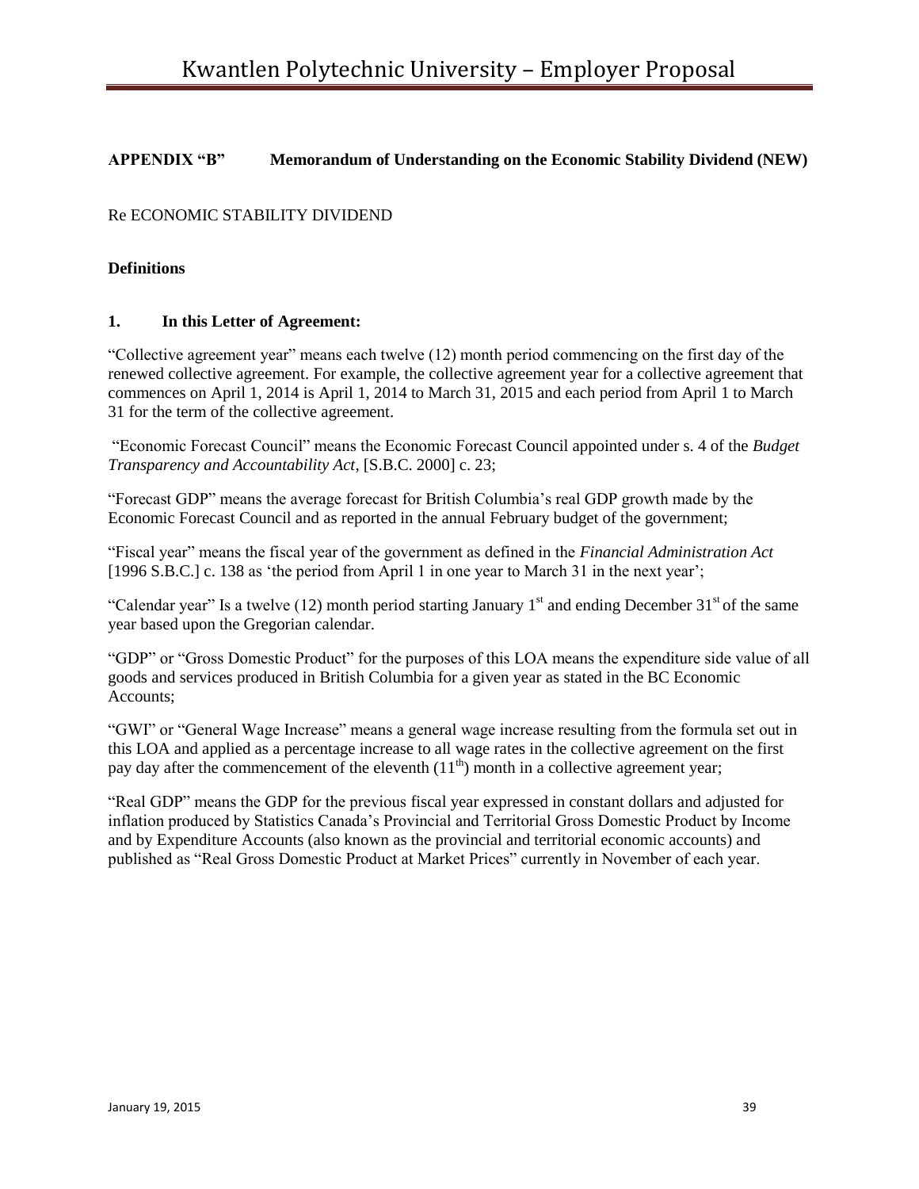**APPENDIX "B" Memorandum of Understanding on the Economic Stability Dividend (NEW)**

Re ECONOMIC STABILITY DIVIDEND

**Definitions**

**1. In this Letter of Agreement:**

"Collective agreement year" means each twelve (12) month period commencing on the first day of the renewed collective agreement. For example, the collective agreement year for a collective agreement that commences on April 1, 2014 is April 1, 2014 to March 31, 2015 and each period from April 1 to March 31 for the term of the collective agreement.

"Economic Forecast Council" means the Economic Forecast Council appointed under s. 4 of the *Budget Transparency and Accountability Act*, [S.B.C. 2000] c. 23;

"Forecast GDP" means the average forecast for British Columbia's real GDP growth made by the Economic Forecast Council and as reported in the annual February budget of the government;

"Fiscal year" means the fiscal year of the government as defined in the *Financial Administration Act* [1996 S.B.C.] c. 138 as 'the period from April 1 in one year to March 31 in the next year';

"Calendar year" Is a twelve (12) month period starting January 1st and ending December 31st of the same year based upon the Gregorian calendar.

"GDP" or "Gross Domestic Product" for the purposes of this LOA means the expenditure side value of all goods and services produced in British Columbia for a given year as stated in the BC Economic Accounts;

"GWI" or "General Wage Increase" means a general wage increase resulting from the formula set out in this LOA and applied as a percentage increase to all wage rates in the collective agreement on the first pay day after the commencement of the eleventh (11th) month in a collective agreement year;

"Real GDP" means the GDP for the previous fiscal year expressed in constant dollars and adjusted for inflation produced by Statistics Canada's Provincial and Territorial Gross Domestic Product by Income and by Expenditure Accounts (also known as the provincial and territorial economic accounts) and published as "Real Gross Domestic Product at Market Prices" currently in November of each year.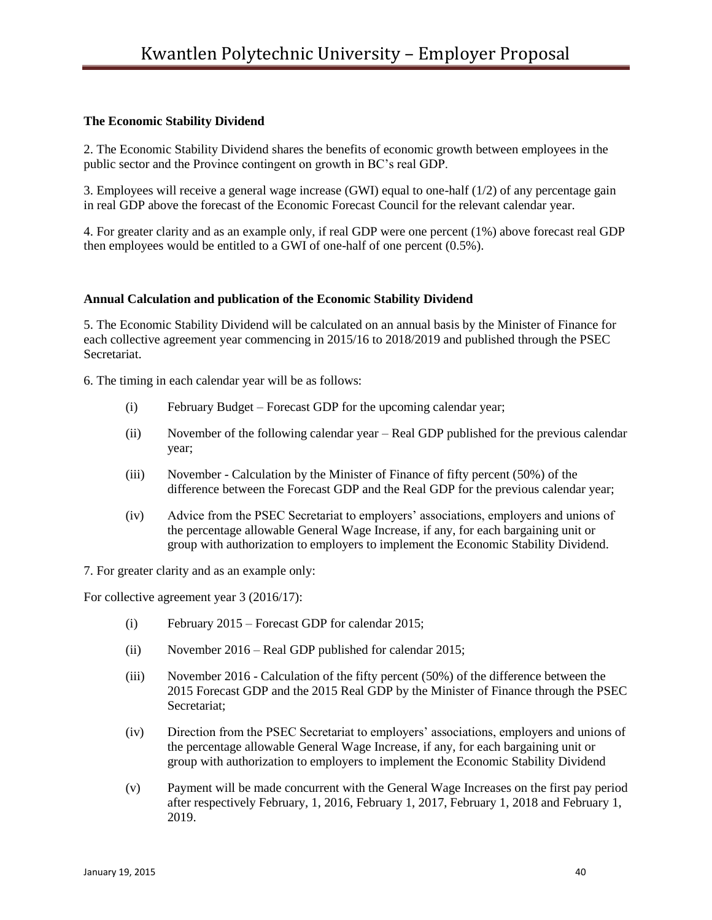**The Economic Stability Dividend**

2. The Economic Stability Dividend shares the benefits of economic growth between employees in the public sector and the Province contingent on growth in BC's real GDP.

3. Employees will receive a general wage increase (GWI) equal to one-half (1/2) of any percentage gain in real GDP above the forecast of the Economic Forecast Council for the relevant calendar year.

4. For greater clarity and as an example only, if real GDP were one percent (1%) above forecast real GDP then employees would be entitled to a GWI of one-half of one percent (0.5%).

**Annual Calculation and publication of the Economic Stability Dividend**

5. The Economic Stability Dividend will be calculated on an annual basis by the Minister of Finance for each collective agreement year commencing in 2015/16 to 2018/2019 and published through the PSEC Secretariat.

6. The timing in each calendar year will be as follows:

(i) February Budget – Forecast GDP for the upcoming calendar year;

(ii) November of the following calendar year – Real GDP published for the previous calendar year;

(iii) November - Calculation by the Minister of Finance of fifty percent (50%) of the difference between the Forecast GDP and the Real GDP for the previous calendar year;

(iv) Advice from the PSEC Secretariat to employers' associations, employers and unions of the percentage allowable General Wage Increase, if any, for each bargaining unit or group with authorization to employers to implement the Economic Stability Dividend.

7. For greater clarity and as an example only:

For collective agreement year 3 (2016/17):

(i) February 2015 – Forecast GDP for calendar 2015;

(ii) November 2016 – Real GDP published for calendar 2015;

(iii) November 2016 - Calculation of the fifty percent (50%) of the difference between the 2015 Forecast GDP and the 2015 Real GDP by the Minister of Finance through the PSEC Secretariat;

(iv) Direction from the PSEC Secretariat to employers' associations, employers and unions of the percentage allowable General Wage Increase, if any, for each bargaining unit or group with authorization to employers to implement the Economic Stability Dividend

(v) Payment will be made concurrent with the General Wage Increases on the first pay period after respectively February, 1, 2016, February 1, 2017, February 1, 2018 and February 1, 2019.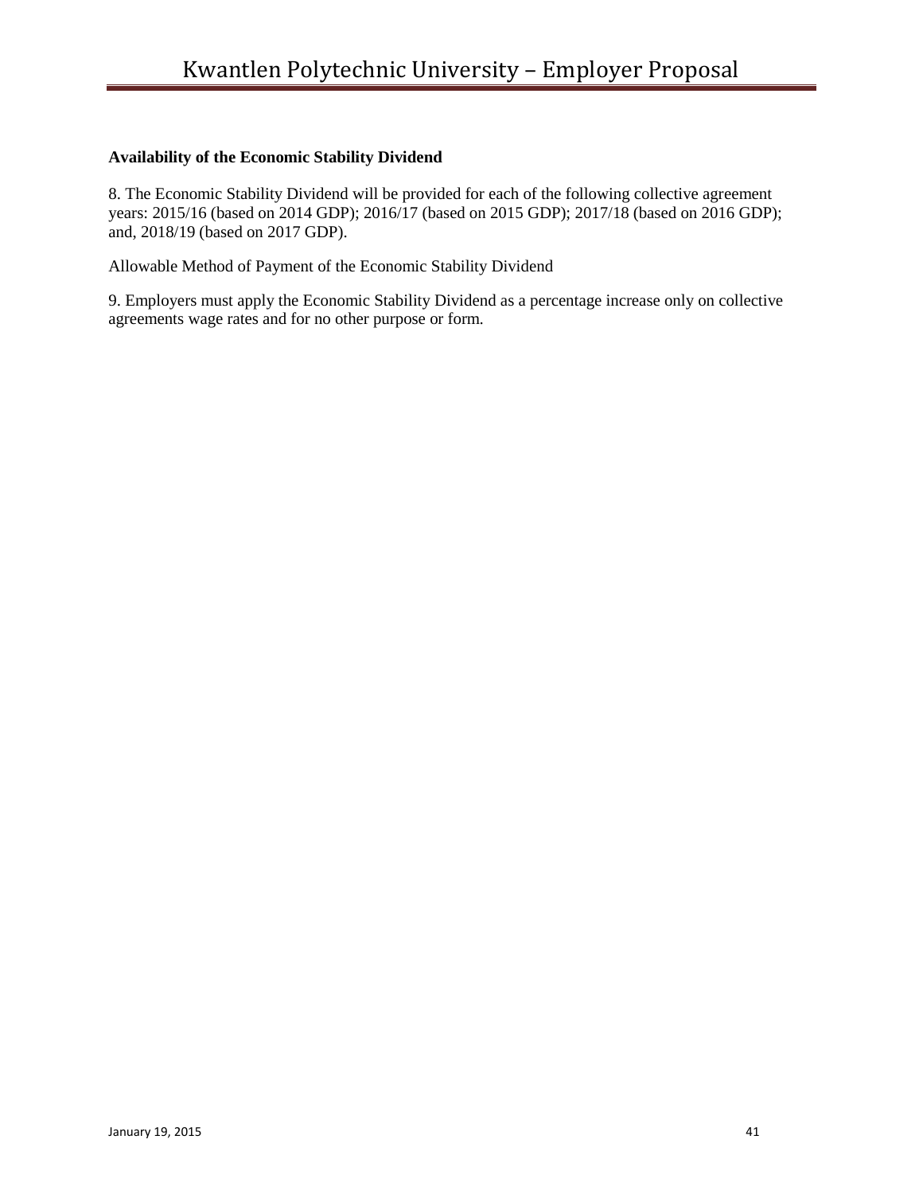**Availability of the Economic Stability Dividend**

8. The Economic Stability Dividend will be provided for each of the following collective agreement years: 2015/16 (based on 2014 GDP); 2016/17 (based on 2015 GDP); 2017/18 (based on 2016 GDP); and, 2018/19 (based on 2017 GDP).

Allowable Method of Payment of the Economic Stability Dividend

9. Employers must apply the Economic Stability Dividend as a percentage increase only on collective agreements wage rates and for no other purpose or form.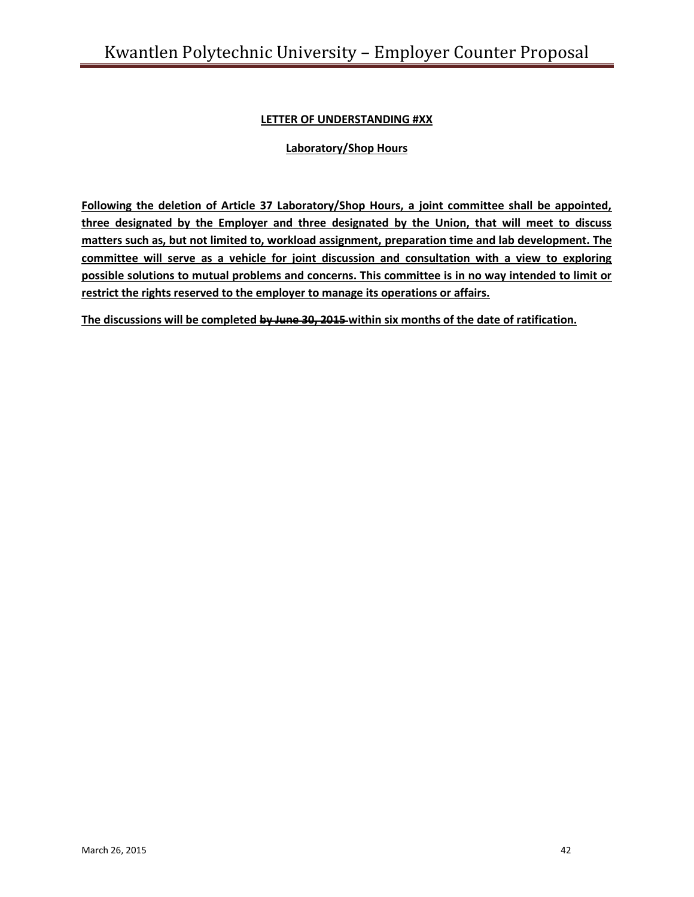**<u>LETTER OF UNDERSTANDING #XX</u>**

**<u>Laboratory/Shop Hours</u>**

**<u>Following the deletion of Article 37 Laboratory/Shop Hours, a joint committee shall be appointed, three designated by the Employer and three designated by the Union, that will meet to discuss matters such as, but not limited to, workload assignment, preparation time and lab development. The committee will serve as a vehicle for joint discussion and consultation with a view to exploring possible solutions to mutual problems and concerns. This committee is in no way intended to limit or restrict the rights reserved to the employer to manage its operations or affairs.</u>**

**<u>The discussions will be completed ~~by June 30, 2015~~ within six months of the date of ratification.</u>**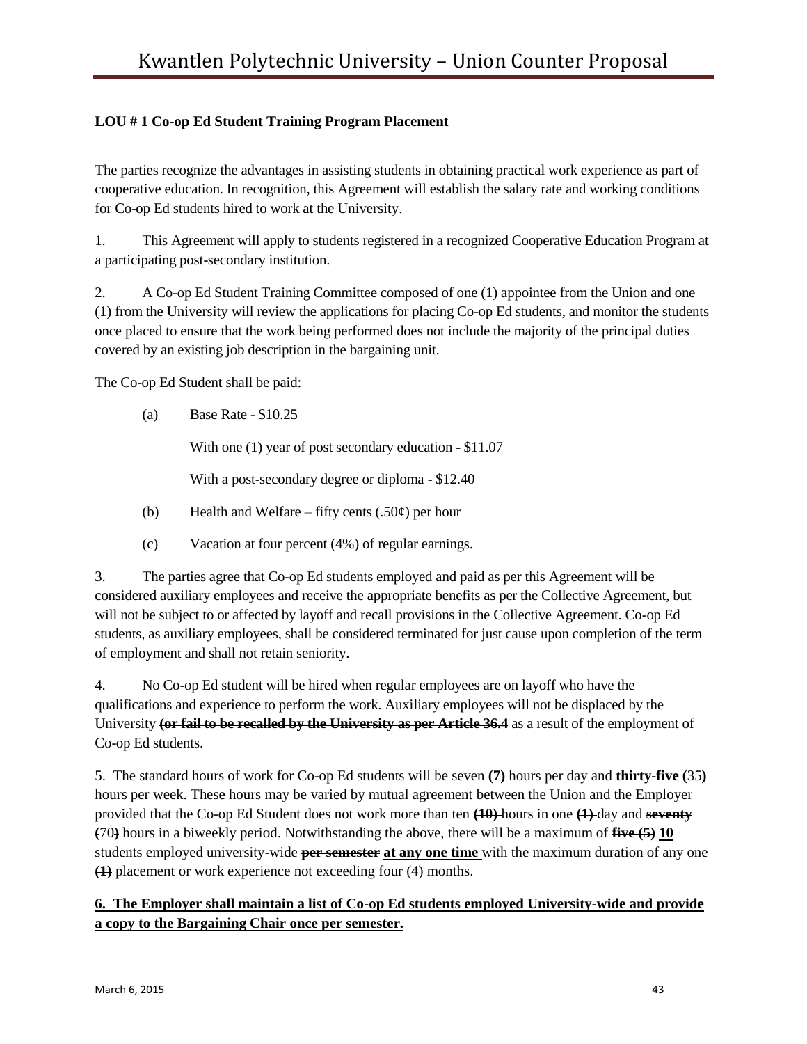**LOU # 1 Co-op Ed Student Training Program Placement**

The parties recognize the advantages in assisting students in obtaining practical work experience as part of cooperative education. In recognition, this Agreement will establish the salary rate and working conditions for Co-op Ed students hired to work at the University.

1. This Agreement will apply to students registered in a recognized Cooperative Education Program at a participating post-secondary institution.

2. A Co-op Ed Student Training Committee composed of one (1) appointee from the Union and one (1) from the University will review the applications for placing Co-op Ed students, and monitor the students once placed to ensure that the work being performed does not include the majority of the principal duties covered by an existing job description in the bargaining unit.

The Co-op Ed Student shall be paid:

(a) Base Rate - $10.25

With one (1) year of post secondary education - $11.07

With a post-secondary degree or diploma - $12.40

(b) Health and Welfare – fifty cents (.50¢) per hour

(c) Vacation at four percent (4%) of regular earnings.

3. The parties agree that Co-op Ed students employed and paid as per this Agreement will be considered auxiliary employees and receive the appropriate benefits as per the Collective Agreement, but will not be subject to or affected by layoff and recall provisions in the Collective Agreement. Co-op Ed students, as auxiliary employees, shall be considered terminated for just cause upon completion of the term of employment and shall not retain seniority.

4. No Co-op Ed student will be hired when regular employees are on layoff who have the qualifications and experience to perform the work. Auxiliary employees will not be displaced by the University ~~**(or fail to be recalled by the University as per Article 36.4**~~ as a result of the employment of Co-op Ed students.

5. The standard hours of work for Co-op Ed students will be seven ~~**(7)**~~ hours per day and ~~**thirty-five (**~~35~~**)**~~ hours per week. These hours may be varied by mutual agreement between the Union and the Employer provided that the Co-op Ed Student does not work more than ten ~~**(10)**~~ hours in one ~~**(1)**~~ day and ~~**seventy (**~~70~~**)**~~ hours in a biweekly period. Notwithstanding the above, there will be a maximum of ~~**five (5)**~~ <u>**10**</u> students employed university-wide ~~**per semester**~~ <u>**at any one time**</u> with the maximum duration of any one ~~**(1)**~~ placement or work experience not exceeding four (4) months.

<u>**6. The Employer shall maintain a list of Co-op Ed students employed University-wide and provide a copy to the Bargaining Chair once per semester.**</u>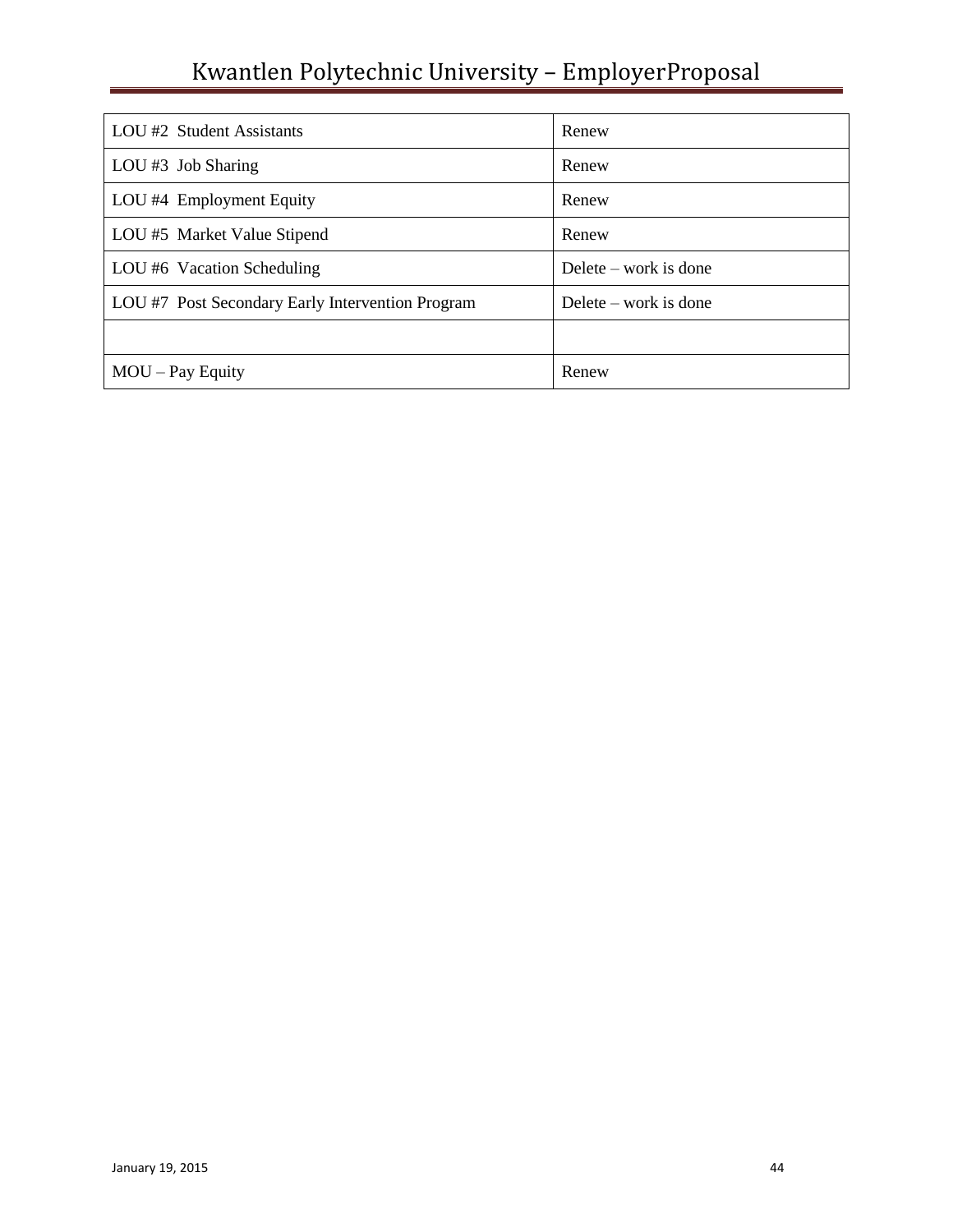| | |
|---|---|
| LOU #2 Student Assistants | Renew |
| LOU #3 Job Sharing | Renew |
| LOU #4 Employment Equity | Renew |
| LOU #5 Market Value Stipend | Renew |
| LOU #6 Vacation Scheduling | Delete – work is done |
| LOU #7 Post Secondary Early Intervention Program | Delete – work is done |
| | |
| MOU – Pay Equity | Renew |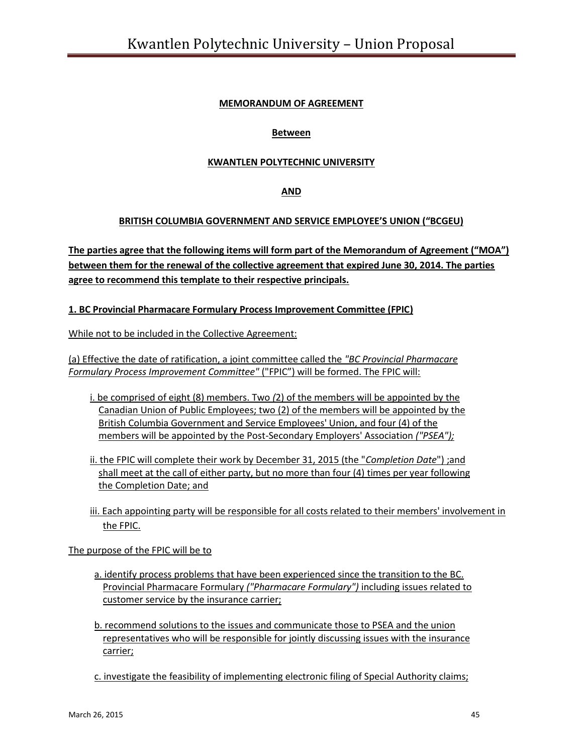**MEMORANDUM OF AGREEMENT**

**Between**

**KWANTLEN POLYTECHNIC UNIVERSITY**

**AND**

**BRITISH COLUMBIA GOVERNMENT AND SERVICE EMPLOYEE'S UNION ("BCGEU)**

**The parties agree that the following items will form part of the Memorandum of Agreement ("MOA") between them for the renewal of the collective agreement that expired June 30, 2014. The parties agree to recommend this template to their respective principals.**

**1. BC Provincial Pharmacare Formulary Process Improvement Committee (FPIC)**

While not to be included in the Collective Agreement:

(a) Effective the date of ratification, a joint committee called the *"BC Provincial Pharmacare Formulary Process Improvement Committee"* ("FPIC") will be formed. The FPIC will:

i. be comprised of eight (8) members. Two *(*2) of the members will be appointed by the Canadian Union of Public Employees; two (2) of the members will be appointed by the British Columbia Government and Service Employees' Union, and four (4) of the members will be appointed by the Post-Secondary Employers' Association *("PSEA");*

ii. the FPIC will complete their work by December 31, 2015 (the "*Completion Date*") ;and shall meet at the call of either party, but no more than four (4) times per year following the Completion Date; and

iii. Each appointing party will be responsible for all costs related to their members' involvement in the FPIC.

The purpose of the FPIC will be to

a. identify process problems that have been experienced since the transition to the BC. Provincial Pharmacare Formulary *("Pharmacare Formulary")* including issues related to customer service by the insurance carrier;

b. recommend solutions to the issues and communicate those to PSEA and the union representatives who will be responsible for jointly discussing issues with the insurance carrier;

c. investigate the feasibility of implementing electronic filing of Special Authority claims;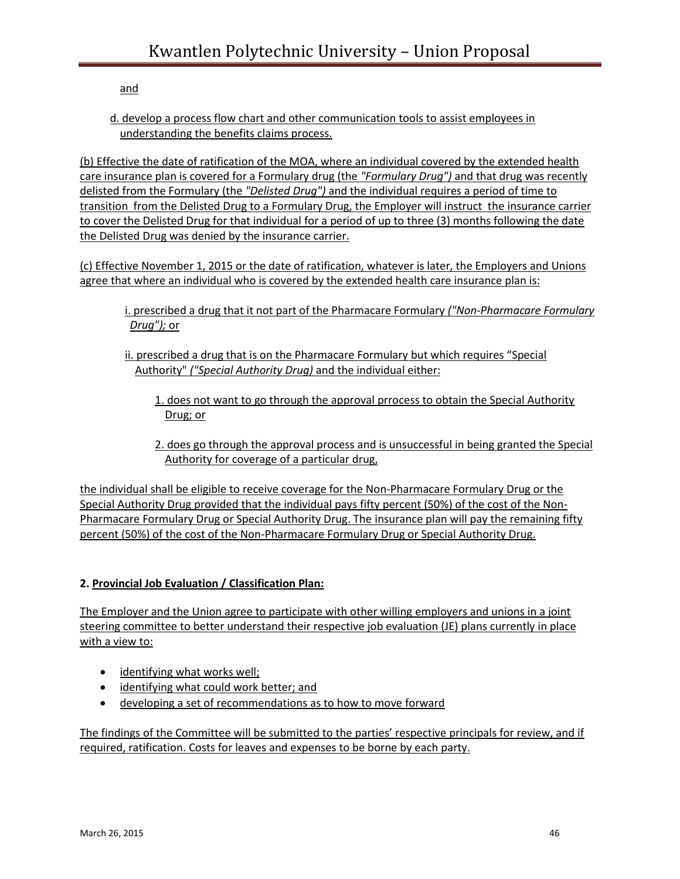and

d. develop a process flow chart and other communication tools to assist employees in understanding the benefits claims process.

(b) Effective the date of ratification of the MOA, where an individual covered by the extended health care insurance plan is covered for a Formulary drug (the *"Formulary Drug")* and that drug was recently delisted from the Formulary (the *"Delisted Drug")* and the individual requires a period of time to transition from the Delisted Drug to a Formulary Drug, the Employer will instruct the insurance carrier to cover the Delisted Drug for that individual for a period of up to three (3) months following the date the Delisted Drug was denied by the insurance carrier.

(c) Effective November 1, 2015 or the date of ratification, whatever is later, the Employers and Unions agree that where an individual who is covered by the extended health care insurance plan is:

i. prescribed a drug that it not part of the Pharmacare Formulary *("Non-Pharmacare Formulary Drug");* or

ii. prescribed a drug that is on the Pharmacare Formulary but which requires "Special Authority" *("Special Authority Drug)* and the individual either:

1. does not want to go through the approval prrocess to obtain the Special Authority Drug; or

2. does go through the approval process and is unsuccessful in being granted the Special Authority for coverage of a particular drug,

the individual shall be eligible to receive coverage for the Non-Pharmacare Formulary Drug or the Special Authority Drug provided that the individual pays fifty percent (50%) of the cost of the Non-Pharmacare Formulary Drug or Special Authority Drug. The insurance plan will pay the remaining fifty percent (50%) of the cost of the Non-Pharmacare Formulary Drug or Special Authority Drug.

**2. Provincial Job Evaluation / Classification Plan:**

The Employer and the Union agree to participate with other willing employers and unions in a joint steering committee to better understand their respective job evaluation (JE) plans currently in place with a view to:

- identifying what works well;
- identifying what could work better; and
- developing a set of recommendations as to how to move forward

The findings of the Committee will be submitted to the parties' respective principals for review, and if required, ratification. Costs for leaves and expenses to be borne by each party.